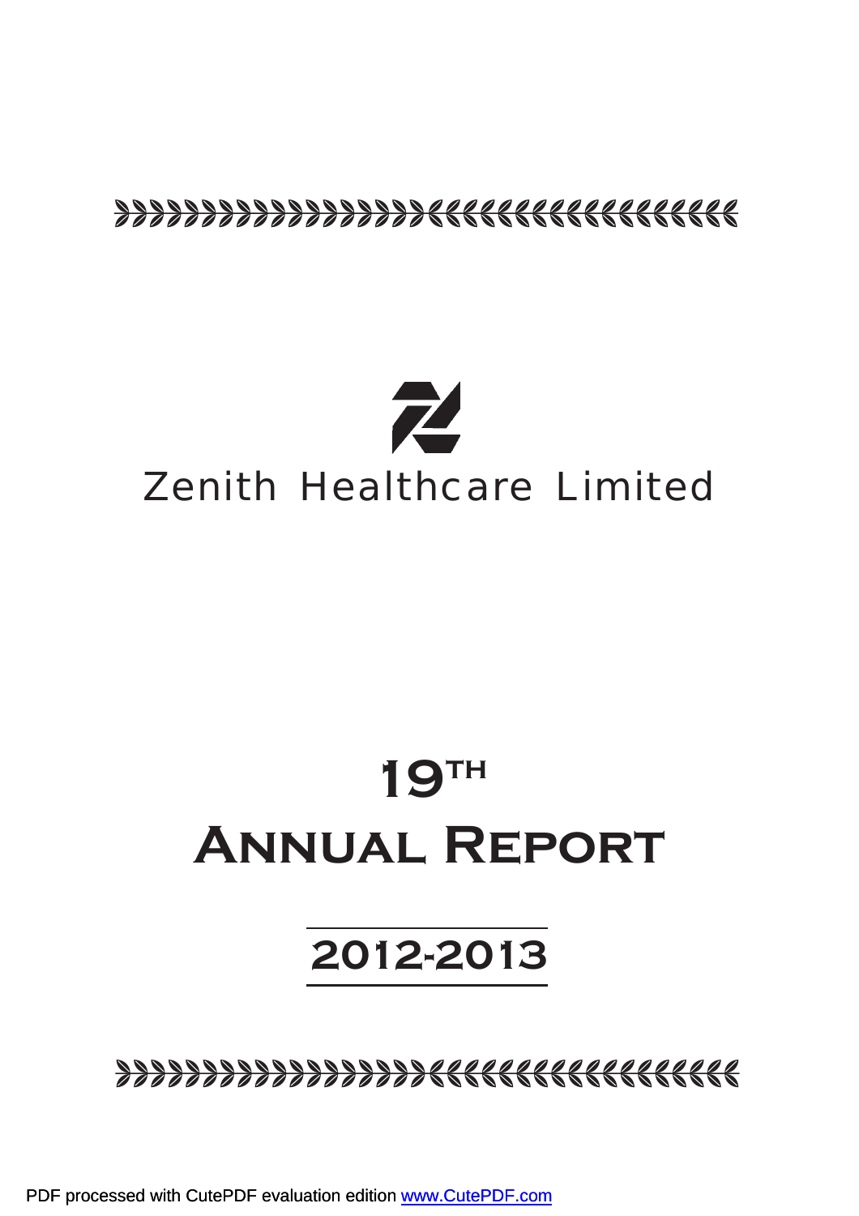# Zenith Healthcare Limited

# 19TH ANNUAL REPORT

## 2012-2013

PDF processed with CutePDF evaluation edition www.CutePDF.com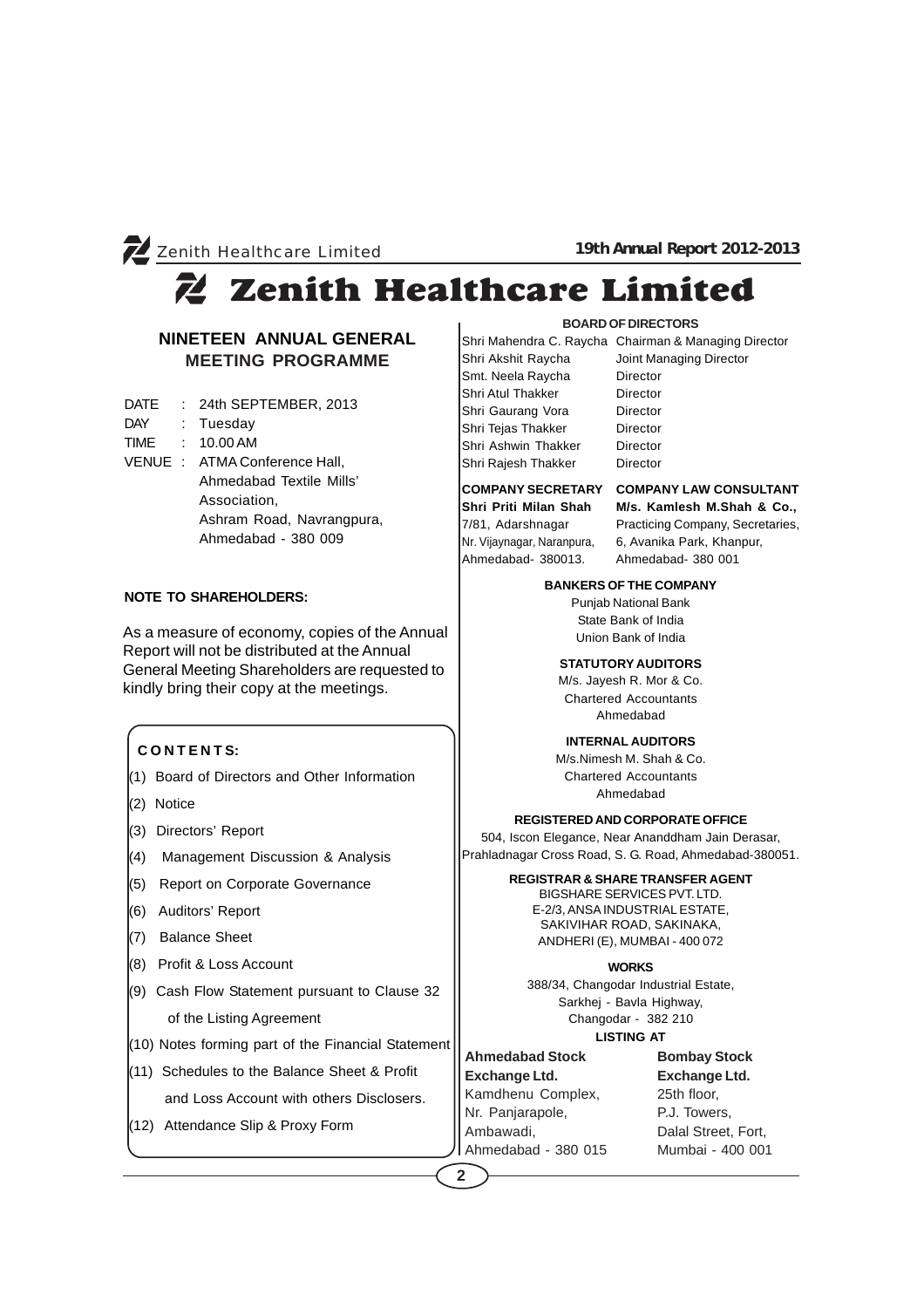# Zenith Healthcare Limited

## NINETEEN ANNUAL GENERAL MEETING PROGRAMME

DATE : 24th SEPTEMBER, 2013
DAY : Tuesday
TIME : 10.00 AM
VENUE : ATMA Conference Hall, Ahmedabad Textile Mills' Association, Ashram Road, Navrangpura, Ahmedabad - 380 009

**NOTE TO SHAREHOLDERS:**

As a measure of economy, copies of the Annual Report will not be distributed at the Annual General Meeting Shareholders are requested to kindly bring their copy at the meetings.

**CONTENTS:**

(1) Board of Directors and Other Information
(2) Notice
(3) Directors' Report
(4) Management Discussion & Analysis
(5) Report on Corporate Governance
(6) Auditors' Report
(7) Balance Sheet
(8) Profit & Loss Account
(9) Cash Flow Statement pursuant to Clause 32 of the Listing Agreement
(10) Notes forming part of the Financial Statement
(11) Schedules to the Balance Sheet & Profit and Loss Account with others Disclosers.
(12) Attendance Slip & Proxy Form

**BOARD OF DIRECTORS**

| | |
|---|---|
| Shri Mahendra C. Raycha | Chairman & Managing Director |
| Shri Akshit Raycha | Joint Managing Director |
| Smt. Neela Raycha | Director |
| Shri Atul Thakker | Director |
| Shri Gaurang Vora | Director |
| Shri Tejas Thakker | Director |
| Shri Ashwin Thakker | Director |
| Shri Rajesh Thakker | Director |

**COMPANY SECRETARY**
**Shri Priti Milan Shah**
7/81, Adarshnagar
Nr. Vijaynagar, Naranpura,
Ahmedabad- 380013.

**COMPANY LAW CONSULTANT**
**M/s. Kamlesh M.Shah & Co.,**
Practicing Company, Secretaries,
6, Avanika Park, Khanpur,
Ahmedabad- 380 001

**BANKERS OF THE COMPANY**
Punjab National Bank
State Bank of India
Union Bank of India

**STATUTORY AUDITORS**
M/s. Jayesh R. Mor & Co.
Chartered Accountants
Ahmedabad

**INTERNAL AUDITORS**
M/s.Nimesh M. Shah & Co.
Chartered Accountants
Ahmedabad

**REGISTERED AND CORPORATE OFFICE**
504, Iscon Elegance, Near Ananddham Jain Derasar, Prahladnagar Cross Road, S. G. Road, Ahmedabad-380051.

**REGISTRAR & SHARE TRANSFER AGENT**
BIGSHARE SERVICES PVT. LTD.
E-2/3, ANSA INDUSTRIAL ESTATE,
SAKIVIHAR ROAD, SAKINAKA,
ANDHERI (E), MUMBAI - 400 072

**WORKS**
388/34, Changodar Industrial Estate,
Sarkhej - Bavla Highway,
Changodar - 382 210

**LISTING AT**

**Ahmedabad Stock Exchange Ltd.**
Kamdhenu Complex,
Nr. Panjarapole,
Ambawadi,
Ahmedabad - 380 015

**Bombay Stock Exchange Ltd.**
25th floor,
P.J. Towers,
Dalal Street, Fort,
Mumbai - 400 001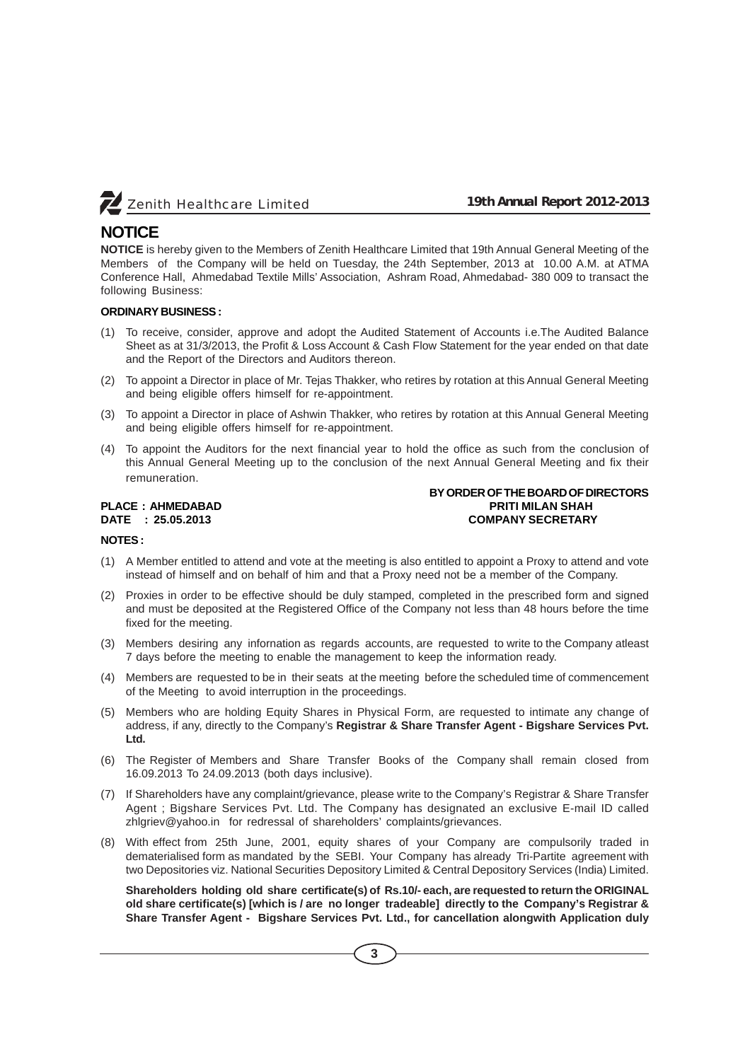# NOTICE

**NOTICE** is hereby given to the Members of Zenith Healthcare Limited that 19th Annual General Meeting of the Members of the Company will be held on Tuesday, the 24th September, 2013 at 10.00 A.M. at ATMA Conference Hall, Ahmedabad Textile Mills' Association, Ashram Road, Ahmedabad- 380 009 to transact the following Business:

**ORDINARY BUSINESS :**

(1) To receive, consider, approve and adopt the Audited Statement of Accounts i.e.The Audited Balance Sheet as at 31/3/2013, the Profit & Loss Account & Cash Flow Statement for the year ended on that date and the Report of the Directors and Auditors thereon.

(2) To appoint a Director in place of Mr. Tejas Thakker, who retires by rotation at this Annual General Meeting and being eligible offers himself for re-appointment.

(3) To appoint a Director in place of Ashwin Thakker, who retires by rotation at this Annual General Meeting and being eligible offers himself for re-appointment.

(4) To appoint the Auditors for the next financial year to hold the office as such from the conclusion of this Annual General Meeting up to the conclusion of the next Annual General Meeting and fix their remuneration.

**BY ORDER OF THE BOARD OF DIRECTORS**
**PRITI MILAN SHAH**
**COMPANY SECRETARY**

**PLACE : AHMEDABAD**
**DATE : 25.05.2013**

**NOTES :**

(1) A Member entitled to attend and vote at the meeting is also entitled to appoint a Proxy to attend and vote instead of himself and on behalf of him and that a Proxy need not be a member of the Company.

(2) Proxies in order to be effective should be duly stamped, completed in the prescribed form and signed and must be deposited at the Registered Office of the Company not less than 48 hours before the time fixed for the meeting.

(3) Members desiring any infornation as regards accounts, are requested to write to the Company atleast 7 days before the meeting to enable the management to keep the information ready.

(4) Members are requested to be in their seats at the meeting before the scheduled time of commencement of the Meeting to avoid interruption in the proceedings.

(5) Members who are holding Equity Shares in Physical Form, are requested to intimate any change of address, if any, directly to the Company's **Registrar & Share Transfer Agent - Bigshare Services Pvt. Ltd.**

(6) The Register of Members and Share Transfer Books of the Company shall remain closed from 16.09.2013 To 24.09.2013 (both days inclusive).

(7) If Shareholders have any complaint/grievance, please write to the Company's Registrar & Share Transfer Agent ; Bigshare Services Pvt. Ltd. The Company has designated an exclusive E-mail ID called zhlgriev@yahoo.in for redressal of shareholders' complaints/grievances.

(8) With effect from 25th June, 2001, equity shares of your Company are compulsorily traded in dematerialised form as mandated by the SEBI. Your Company has already Tri-Partite agreement with two Depositories viz. National Securities Depository Limited & Central Depository Services (India) Limited.

**Shareholders holding old share certificate(s) of Rs.10/- each, are requested to return the ORIGINAL old share certificate(s) [which is / are no longer tradeable] directly to the Company's Registrar & Share Transfer Agent - Bigshare Services Pvt. Ltd., for cancellation alongwith Application duly**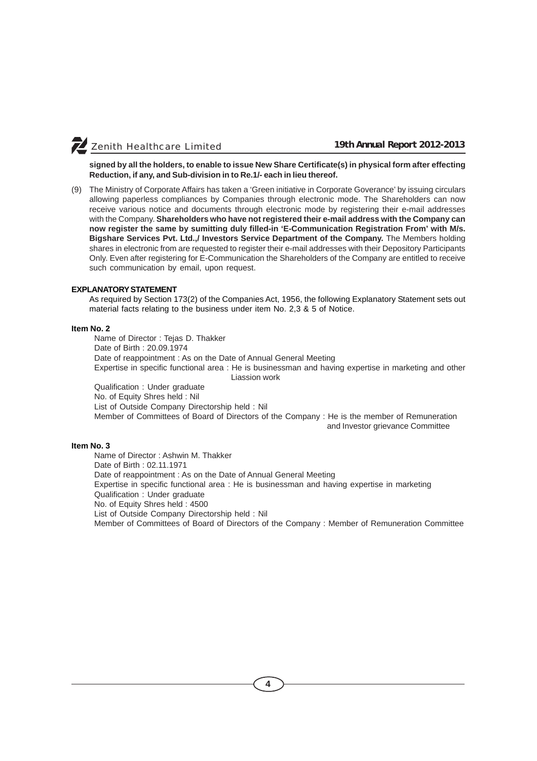**signed by all the holders, to enable to issue New Share Certificate(s) in physical form after effecting Reduction, if any, and Sub-division in to Re.1/- each in lieu thereof.**

(9) The Ministry of Corporate Affairs has taken a 'Green initiative in Corporate Goverance' by issuing circulars allowing paperless compliances by Companies through electronic mode. The Shareholders can now receive various notice and documents through electronic mode by registering their e-mail addresses with the Company. **Shareholders who have not registered their e-mail address with the Company can now register the same by sumitting duly filled-in 'E-Communication Registration From' with M/s. Bigshare Services Pvt. Ltd.,/ Investors Service Department of the Company.** The Members holding shares in electronic from are requested to register their e-mail addresses with their Depository Participants Only. Even after registering for E-Communication the Shareholders of the Company are entitled to receive such communication by email, upon request.

**EXPLANATORY STATEMENT**

As required by Section 173(2) of the Companies Act, 1956, the following Explanatory Statement sets out material facts relating to the business under item No. 2,3 & 5 of Notice.

**Item No. 2**

Name of Director : Tejas D. Thakker

Date of Birth : 20.09.1974

Date of reappointment : As on the Date of Annual General Meeting

Expertise in specific functional area : He is businessman and having expertise in marketing and other Liassion work

Qualification : Under graduate

No. of Equity Shres held : Nil

List of Outside Company Directorship held : Nil

Member of Committees of Board of Directors of the Company : He is the member of Remuneration and Investor grievance Committee

**Item No. 3**

Name of Director : Ashwin M. Thakker

Date of Birth : 02.11.1971

Date of reappointment : As on the Date of Annual General Meeting

Expertise in specific functional area : He is businessman and having expertise in marketing

Qualification : Under graduate

No. of Equity Shres held : 4500

List of Outside Company Directorship held : Nil

Member of Committees of Board of Directors of the Company : Member of Remuneration Committee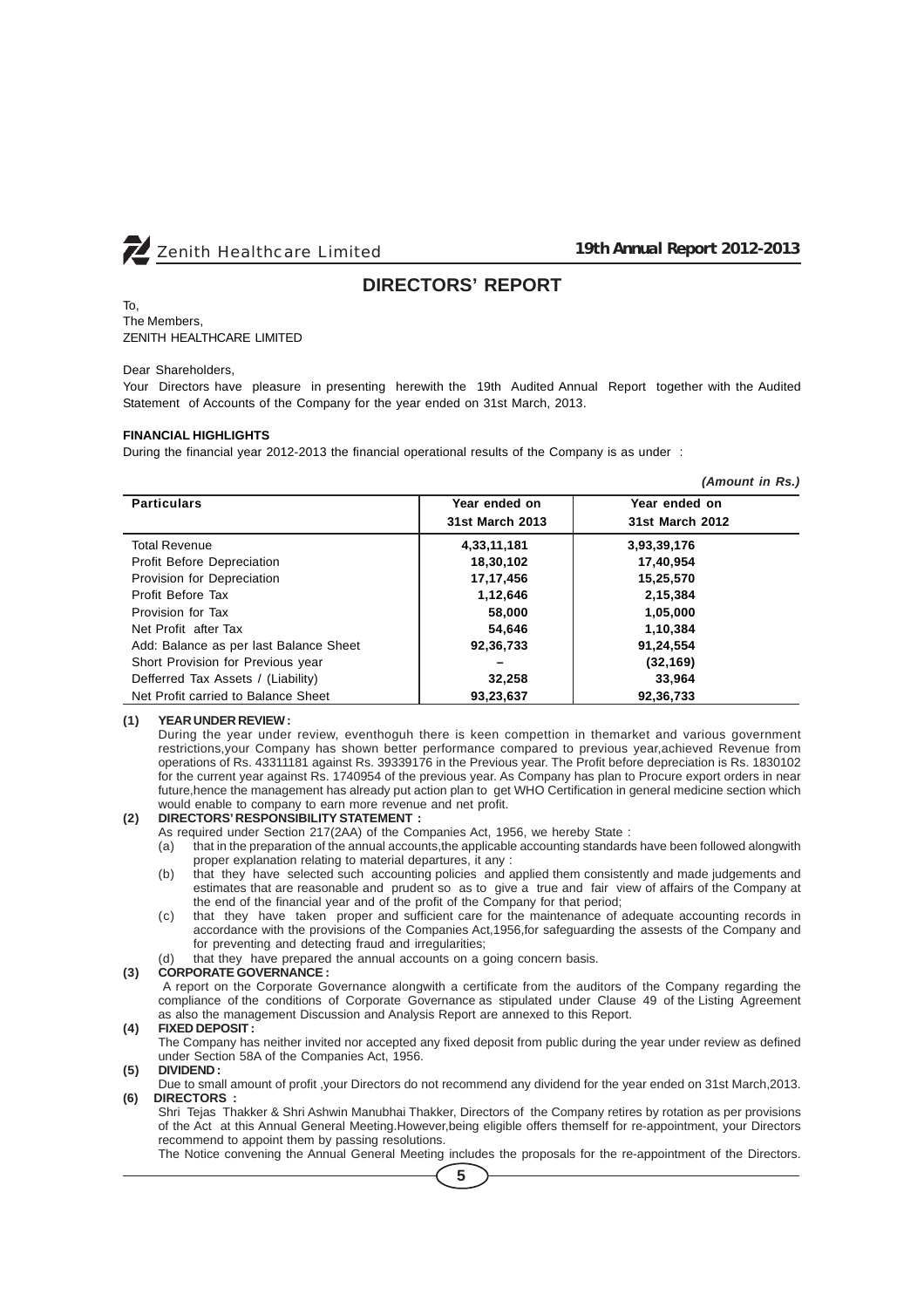# DIRECTORS' REPORT

To,
The Members,
ZENITH HEALTHCARE LIMITED

Dear Shareholders,

Your Directors have pleasure in presenting herewith the 19th Audited Annual Report together with the Audited Statement of Accounts of the Company for the year ended on 31st March, 2013.

**FINANCIAL HIGHLIGHTS**

During the financial year 2012-2013 the financial operational results of the Company is as under :

***(Amount in Rs.)***

| Particulars | Year ended on 31st March 2013 | Year ended on 31st March 2012 |
|---|---|---|
| Total Revenue | **4,33,11,181** | **3,93,39,176** |
| Profit Before Depreciation | **18,30,102** | **17,40,954** |
| Provision for Depreciation | **17,17,456** | **15,25,570** |
| Profit Before Tax | **1,12,646** | **2,15,384** |
| Provision for Tax | **58,000** | **1,05,000** |
| Net Profit after Tax | **54,646** | **1,10,384** |
| Add: Balance as per last Balance Sheet | **92,36,733** | **91,24,554** |
| Short Provision for Previous year | **–** | **(32,169)** |
| Defferred Tax Assets / (Liability) | **32,258** | **33,964** |
| Net Profit carried to Balance Sheet | **93,23,637** | **92,36,733** |

**(1) YEAR UNDER REVIEW :**

During the year under review, eventhoguh there is keen competion in themarket and various government restrictions,your Company has shown better performance compared to previous year,achieved Revenue from operations of Rs. 43311181 against Rs. 39339176 in the Previous year. The Profit before depreciation is Rs. 1830102 for the current year against Rs. 1740954 of the previous year. As Company has plan to Procure export orders in near future,hence the management has already put action plan to get WHO Certification in general medicine section which would enable to company to earn more revenue and net profit.

**(2) DIRECTORS' RESPONSIBILITY STATEMENT :**

As required under Section 217(2AA) of the Companies Act, 1956, we hereby State :

(a) that in the preparation of the annual accounts,the applicable accounting standards have been followed alongwith proper explanation relating to material departures, it any :

(b) that they have selected such accounting policies and applied them consistently and made judgements and estimates that are reasonable and prudent so as to give a true and fair view of affairs of the Company at the end of the financial year and of the profit of the Company for that period;

(c) that they have taken proper and sufficient care for the maintenance of adequate accounting records in accordance with the provisions of the Companies Act,1956,for safeguarding the assests of the Company and for preventing and detecting fraud and irregularities;

(d) that they have prepared the annual accounts on a going concern basis.

**(3) CORPORATE GOVERNANCE :**

A report on the Corporate Governance alongwith a certificate from the auditors of the Company regarding the compliance of the conditions of Corporate Governance as stipulated under Clause 49 of the Listing Agreement as also the management Discussion and Analysis Report are annexed to this Report.

**(4) FIXED DEPOSIT :**

The Company has neither invited nor accepted any fixed deposit from public during the year under review as defined under Section 58A of the Companies Act, 1956.

**(5) DIVIDEND :**

Due to small amount of profit ,your Directors do not recommend any dividend for the year ended on 31st March,2013.

**(6) DIRECTORS :**

Shri Tejas Thakker & Shri Ashwin Manubhai Thakker, Directors of the Company retires by rotation as per provisions of the Act at this Annual General Meeting.However,being eligible offers themself for re-appointment, your Directors recommend to appoint them by passing resolutions.

The Notice convening the Annual General Meeting includes the proposals for the re-appointment of the Directors.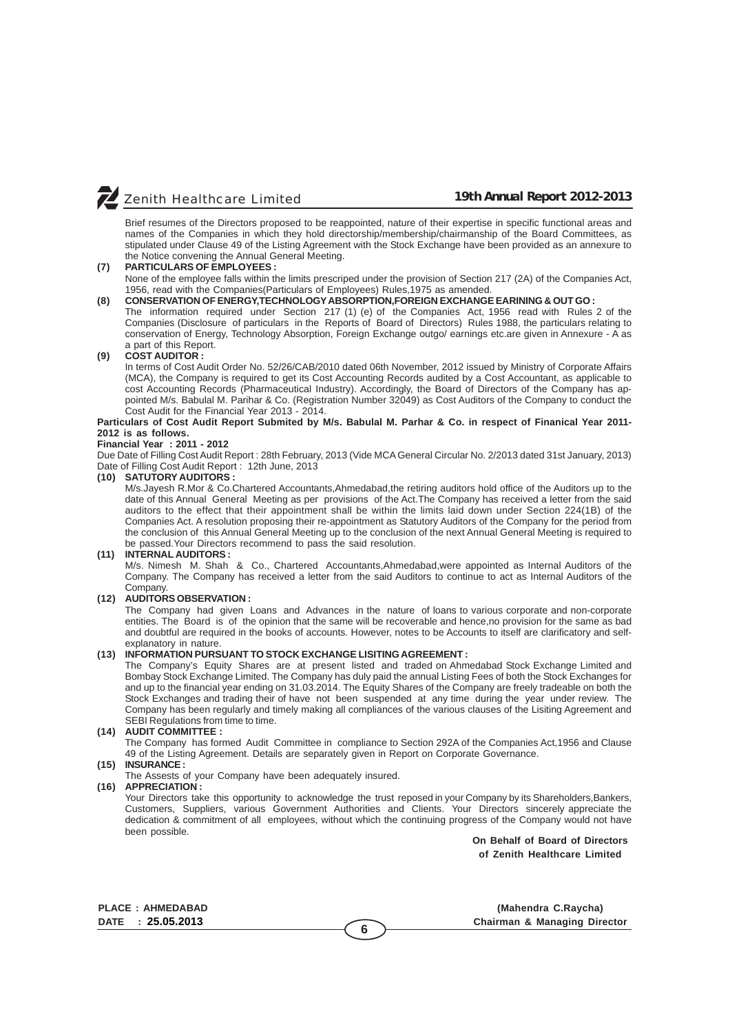Brief resumes of the Directors proposed to be reappointed, nature of their expertise in specific functional areas and names of the Companies in which they hold directorship/membership/chairmanship of the Board Committees, as stipulated under Clause 49 of the Listing Agreement with the Stock Exchange have been provided as an annexure to the Notice convening the Annual General Meeting.

**(7) PARTICULARS OF EMPLOYEES :**

None of the employee falls within the limits prescriped under the provision of Section 217 (2A) of the Companies Act, 1956, read with the Companies(Particulars of Employees) Rules,1975 as amended.

**(8) CONSERVATION OF ENERGY,TECHNOLOGY ABSORPTION,FOREIGN EXCHANGE EARINING & OUT GO :**

The information required under Section 217 (1) (e) of the Companies Act, 1956 read with Rules 2 of the Companies (Disclosure of particulars in the Reports of Board of Directors) Rules 1988, the particulars relating to conservation of Energy, Technology Absorption, Foreign Exchange outgo/ earnings etc.are given in Annexure - A as a part of this Report.

**(9) COST AUDITOR :**

In terms of Cost Audit Order No. 52/26/CAB/2010 dated 06th November, 2012 issued by Ministry of Corporate Affairs (MCA), the Company is required to get its Cost Accounting Records audited by a Cost Accountant, as applicable to cost Accounting Records (Pharmaceutical Industry). Accordingly, the Board of Directors of the Company has appointed M/s. Babulal M. Parihar & Co. (Registration Number 32049) as Cost Auditors of the Company to conduct the Cost Audit for the Financial Year 2013 - 2014.

**Particulars of Cost Audit Report Submited by M/s. Babulal M. Parhar & Co. in respect of Finanical Year 2011-2012 is as follows.**

**Financial Year : 2011 - 2012**

Due Date of Filling Cost Audit Report : 28th February, 2013 (Vide MCA General Circular No. 2/2013 dated 31st January, 2013)
Date of Filling Cost Audit Report : 12th June, 2013

**(10) SATUTORY AUDITORS :**

M/s.Jayesh R.Mor & Co.Chartered Accountants,Ahmedabad,the retiring auditors hold office of the Auditors up to the date of this Annual General Meeting as per provisions of the Act.The Company has received a letter from the said auditors to the effect that their appointment shall be within the limits laid down under Section 224(1B) of the Companies Act. A resolution proposing their re-appointment as Statutory Auditors of the Company for the period from the conclusion of this Annual General Meeting up to the conclusion of the next Annual General Meeting is required to be passed.Your Directors recommend to pass the said resolution.

**(11) INTERNAL AUDITORS :**

M/s. Nimesh M. Shah & Co., Chartered Accountants,Ahmedabad,were appointed as Internal Auditors of the Company. The Company has received a letter from the said Auditors to continue to act as Internal Auditors of the Company.

**(12) AUDITORS OBSERVATION :**

The Company had given Loans and Advances in the nature of loans to various corporate and non-corporate entities. The Board is of the opinion that the same will be recoverable and hence,no provision for the same as bad and doubtful are required in the books of accounts. However, notes to be Accounts to itself are clarificatory and self-explanatory in nature.

**(13) INFORMATION PURSUANT TO STOCK EXCHANGE LISITING AGREEMENT :**

The Company's Equity Shares are at present listed and traded on Ahmedabad Stock Exchange Limited and Bombay Stock Exchange Limited. The Company has duly paid the annual Listing Fees of both the Stock Exchanges for and up to the financial year ending on 31.03.2014. The Equity Shares of the Company are freely tradeable on both the Stock Exchanges and trading their of have not been suspended at any time during the year under review. The Company has been regularly and timely making all compliances of the various clauses of the Lisiting Agreement and SEBI Regulations from time to time.

**(14) AUDIT COMMITTEE :**

The Company has formed Audit Committee in compliance to Section 292A of the Companies Act,1956 and Clause 49 of the Listing Agreement. Details are separately given in Report on Corporate Governance.

**(15) INSURANCE :**

The Assests of your Company have been adequately insured.

**(16) APPRECIATION :**

Your Directors take this opportunity to acknowledge the trust reposed in your Company by its Shareholders,Bankers, Customers, Suppliers, various Government Authorities and Clients. Your Directors sincerely appreciate the dedication & commitment of all employees, without which the continuing progress of the Company would not have been possible.

**On Behalf of Board of Directors**
**of Zenith Healthcare Limited**

**PLACE : AHMEDABAD**
**DATE : 25.05.2013**

**(Mahendra C.Raycha)**
**Chairman & Managing Director**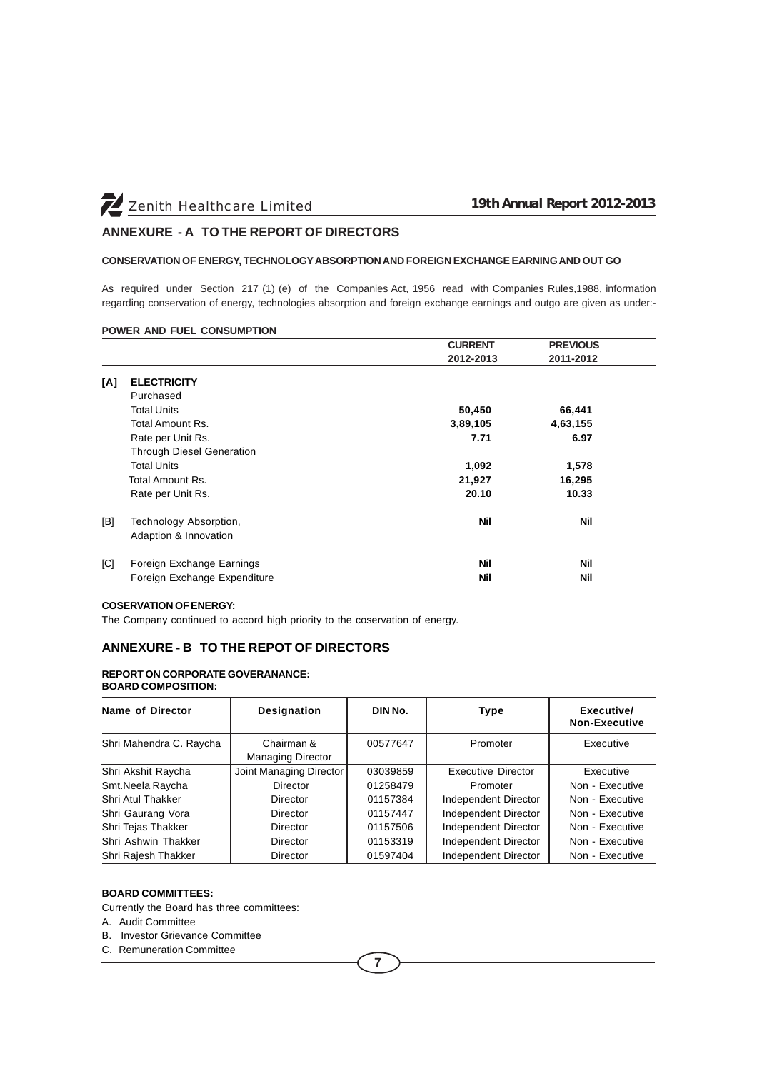## ANNEXURE - A TO THE REPORT OF DIRECTORS

### CONSERVATION OF ENERGY, TECHNOLOGY ABSORPTION AND FOREIGN EXCHANGE EARNING AND OUT GO

As required under Section 217 (1) (e) of the Companies Act, 1956 read with Companies Rules,1988, information regarding conservation of energy, technologies absorption and foreign exchange earnings and outgo are given as under:-

**POWER AND FUEL CONSUMPTION**

| | | CURRENT 2012-2013 | PREVIOUS 2011-2012 |
|---|---|---|---|
| [A] | **ELECTRICITY** | | |
| | Purchased | | |
| | Total Units | **50,450** | **66,441** |
| | Total Amount Rs. | **3,89,105** | **4,63,155** |
| | Rate per Unit Rs. | **7.71** | **6.97** |
| | Through Diesel Generation | | |
| | Total Units | **1,092** | **1,578** |
| | Total Amount Rs. | **21,927** | **16,295** |
| | Rate per Unit Rs. | **20.10** | **10.33** |
| [B] | Technology Absorption, Adaption & Innovation | **Nil** | **Nil** |
| [C] | Foreign Exchange Earnings | **Nil** | **Nil** |
| | Foreign Exchange Expenditure | **Nil** | **Nil** |

**COSERVATION OF ENERGY:**

The Company continued to accord high priority to the coservation of energy.

## ANNEXURE - B TO THE REPOT OF DIRECTORS

**REPORT ON CORPORATE GOVERANANCE:**
**BOARD COMPOSITION:**

| Name of Director | Designation | DIN No. | Type | Executive/ Non-Executive |
|---|---|---|---|---|
| Shri Mahendra C. Raycha | Chairman & Managing Director | 00577647 | Promoter | Executive |
| Shri Akshit Raycha | Joint Managing Director | 03039859 | Executive Director | Executive |
| Smt.Neela Raycha | Director | 01258479 | Promoter | Non - Executive |
| Shri Atul Thakker | Director | 01157384 | Independent Director | Non - Executive |
| Shri Gaurang Vora | Director | 01157447 | Independent Director | Non - Executive |
| Shri Tejas Thakker | Director | 01157506 | Independent Director | Non - Executive |
| Shri Ashwin Thakker | Director | 01153319 | Independent Director | Non - Executive |
| Shri Rajesh Thakker | Director | 01597404 | Independent Director | Non - Executive |

**BOARD COMMITTEES:**

Currently the Board has three committees:

A. Audit Committee
B. Investor Grievance Committee
C. Remuneration Committee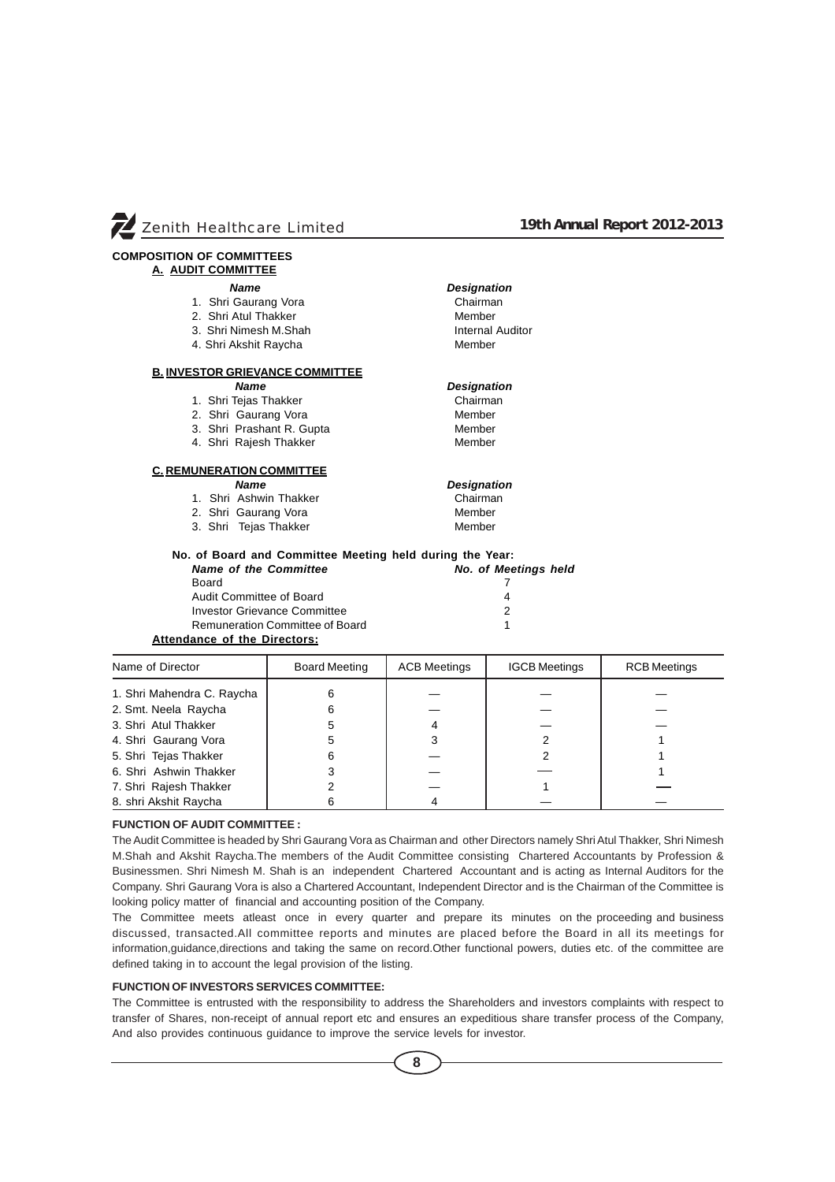## COMPOSITION OF COMMITTEES

### A. AUDIT COMMITTEE

| Name | Designation |
|---|---|
| 1. Shri Gaurang Vora | Chairman |
| 2. Shri Atul Thakker | Member |
| 3. Shri Nimesh M.Shah | Internal Auditor |
| 4. Shri Akshit Raycha | Member |

### B. INVESTOR GRIEVANCE COMMITTEE

| Name | Designation |
|---|---|
| 1. Shri Tejas Thakker | Chairman |
| 2. Shri Gaurang Vora | Member |
| 3. Shri Prashant R. Gupta | Member |
| 4. Shri Rajesh Thakker | Member |

### C. REMUNERATION COMMITTEE

| Name | Designation |
|---|---|
| 1. Shri Ashwin Thakker | Chairman |
| 2. Shri Gaurang Vora | Member |
| 3. Shri Tejas Thakker | Member |

**No. of Board and Committee Meeting held during the Year:**

| Name of the Committee | No. of Meetings held |
|---|---|
| Board | 7 |
| Audit Committee of Board | 4 |
| Investor Grievance Committee | 2 |
| Remuneration Committee of Board | 1 |

**Attendance of the Directors:**

| Name of Director | Board Meeting | ACB Meetings | IGCB Meetings | RCB Meetings |
|---|---|---|---|---|
| 1. Shri Mahendra C. Raycha | 6 | — | — | — |
| 2. Smt. Neela Raycha | 6 | — | — | — |
| 3. Shri Atul Thakker | 5 | 4 | — | — |
| 4. Shri Gaurang Vora | 5 | 3 | 2 | 1 |
| 5. Shri Tejas Thakker | 6 | — | 2 | 1 |
| 6. Shri Ashwin Thakker | 3 | — | — | 1 |
| 7. Shri Rajesh Thakker | 2 | — | 1 | — |
| 8. shri Akshit Raycha | 6 | 4 | — | — |

**FUNCTION OF AUDIT COMMITTEE :**

The Audit Committee is headed by Shri Gaurang Vora as Chairman and other Directors namely Shri Atul Thakker, Shri Nimesh M.Shah and Akshit Raycha.The members of the Audit Committee consisting Chartered Accountants by Profession & Businessmen. Shri Nimesh M. Shah is an independent Chartered Accountant and is acting as Internal Auditors for the Company. Shri Gaurang Vora is also a Chartered Accountant, Independent Director and is the Chairman of the Committee is looking policy matter of financial and accounting position of the Company.

The Committee meets atleast once in every quarter and prepare its minutes on the proceeding and business discussed, transacted.All committee reports and minutes are placed before the Board in all its meetings for information,guidance,directions and taking the same on record.Other functional powers, duties etc. of the committee are defined taking in to account the legal provision of the listing.

**FUNCTION OF INVESTORS SERVICES COMMITTEE:**

The Committee is entrusted with the responsibility to address the Shareholders and investors complaints with respect to transfer of Shares, non-receipt of annual report etc and ensures an expeditious share transfer process of the Company, And also provides continuous guidance to improve the service levels for investor.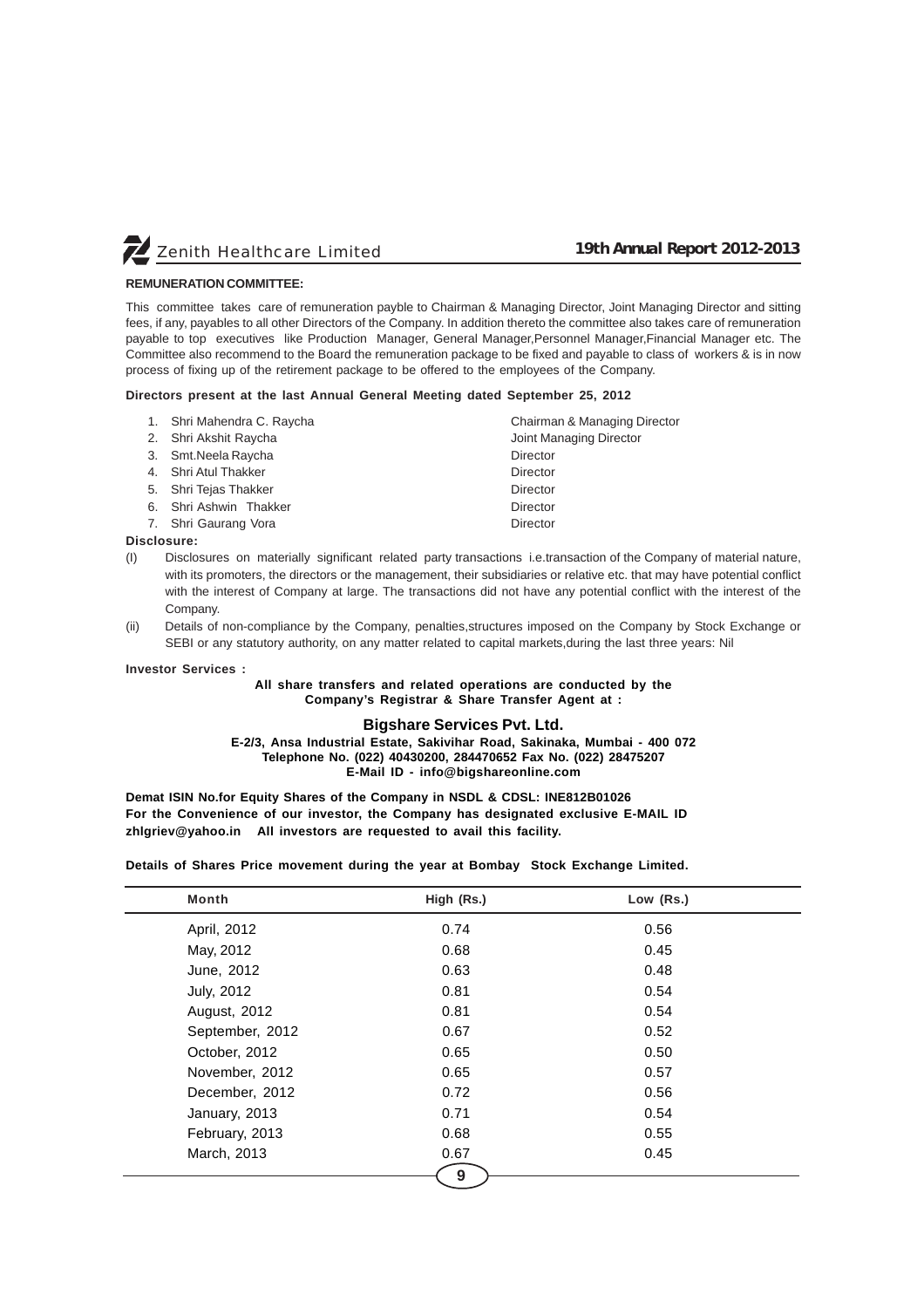**REMUNERATION COMMITTEE:**

This committee takes care of remuneration payble to Chairman & Managing Director, Joint Managing Director and sitting fees, if any, payables to all other Directors of the Company. In addition thereto the committee also takes care of remuneration payable to top executives like Production Manager, General Manager,Personnel Manager,Financial Manager etc. The Committee also recommend to the Board the remuneration package to be fixed and payable to class of workers & is in now process of fixing up of the retirement package to be offered to the employees of the Company.

**Directors present at the last Annual General Meeting dated September 25, 2012**

| | Name | Designation |
|---|---|---|
| 1. | Shri Mahendra C. Raycha | Chairman & Managing Director |
| 2. | Shri Akshit Raycha | Joint Managing Director |
| 3. | Smt.Neela Raycha | Director |
| 4. | Shri Atul Thakker | Director |
| 5. | Shri Tejas Thakker | Director |
| 6. | Shri Ashwin Thakker | Director |
| 7. | Shri Gaurang Vora | Director |

**Disclosure:**

(I) Disclosures on materially significant related party transactions i.e.transaction of the Company of material nature, with its promoters, the directors or the management, their subsidiaries or relative etc. that may have potential conflict with the interest of Company at large. The transactions did not have any potential conflict with the interest of the Company.

(ii) Details of non-compliance by the Company, penalties,structures imposed on the Company by Stock Exchange or SEBI or any statutory authority, on any matter related to capital markets,during the last three years: Nil

**Investor Services :**

**All share transfers and related operations are conducted by the Company's Registrar & Share Transfer Agent at :**

**Bigshare Services Pvt. Ltd.**
**E-2/3, Ansa Industrial Estate, Sakivihar Road, Sakinaka, Mumbai - 400 072**
**Telephone No. (022) 40430200, 284470652 Fax No. (022) 28475207**
**E-Mail ID - info@bigshareonline.com**

**Demat ISIN No.for Equity Shares of the Company in NSDL & CDSL: INE812B01026**
**For the Convenience of our investor, the Company has designated exclusive E-MAIL ID zhlgriev@yahoo.in All investors are requested to avail this facility.**

**Details of Shares Price movement during the year at Bombay Stock Exchange Limited.**

| Month | High (Rs.) | Low (Rs.) |
|---|---|---|
| April, 2012 | 0.74 | 0.56 |
| May, 2012 | 0.68 | 0.45 |
| June, 2012 | 0.63 | 0.48 |
| July, 2012 | 0.81 | 0.54 |
| August, 2012 | 0.81 | 0.54 |
| September, 2012 | 0.67 | 0.52 |
| October, 2012 | 0.65 | 0.50 |
| November, 2012 | 0.65 | 0.57 |
| December, 2012 | 0.72 | 0.56 |
| January, 2013 | 0.71 | 0.54 |
| February, 2013 | 0.68 | 0.55 |
| March, 2013 | 0.67 | 0.45 |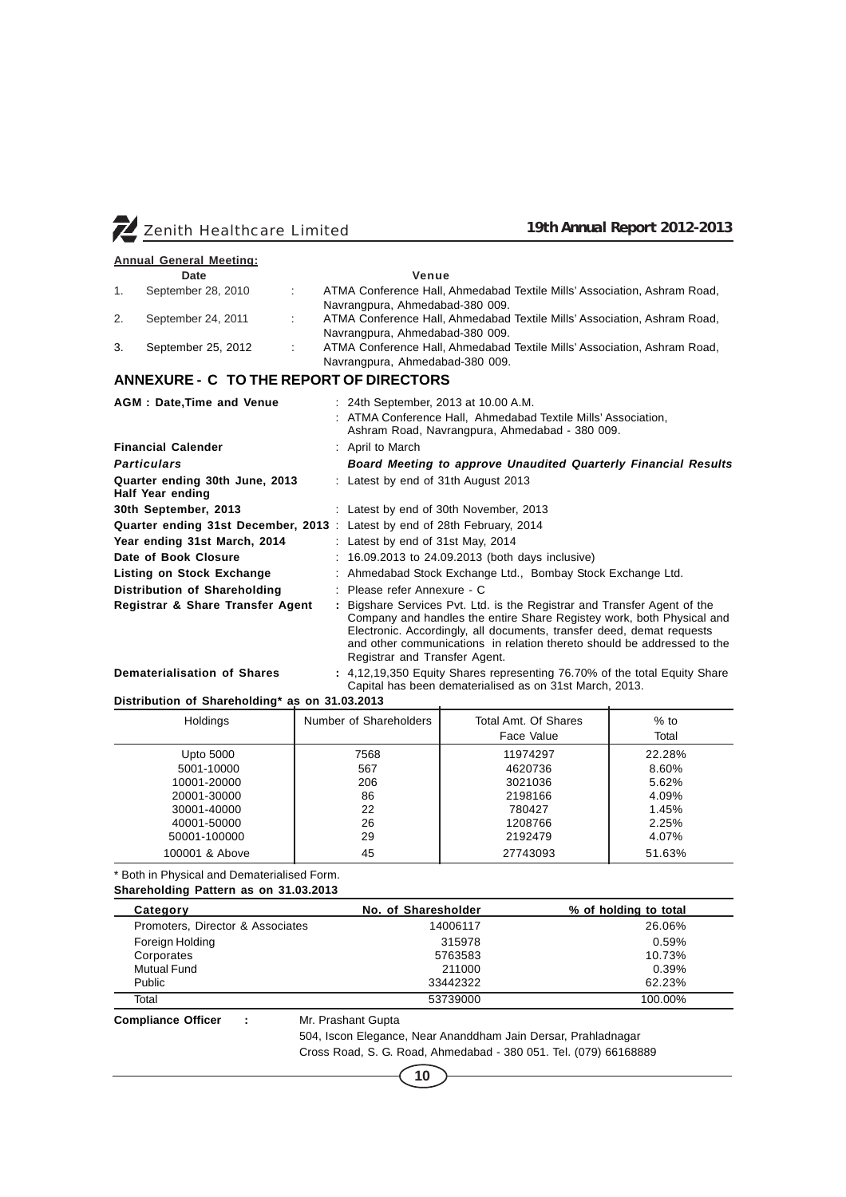**Annual General Meeting:**

| | Date | | Venue |
|---|---|---|---|
| 1. | September 28, 2010 | : | ATMA Conference Hall, Ahmedabad Textile Mills' Association, Ashram Road, Navrangpura, Ahmedabad-380 009. |
| 2. | September 24, 2011 | : | ATMA Conference Hall, Ahmedabad Textile Mills' Association, Ashram Road, Navrangpura, Ahmedabad-380 009. |
| 3. | September 25, 2012 | : | ATMA Conference Hall, Ahmedabad Textile Mills' Association, Ashram Road, Navrangpura, Ahmedabad-380 009. |

## ANNEXURE - C TO THE REPORT OF DIRECTORS

**AGM : Date,Time and Venue** : 24th September, 2013 at 10.00 A.M.
: ATMA Conference Hall, Ahmedabad Textile Mills' Association, Ashram Road, Navrangpura, Ahmedabad - 380 009.

**Financial Calender** : April to March

***Particulars*** ***Board Meeting to approve Unaudited Quarterly Financial Results***

**Quarter ending 30th June, 2013 Half Year ending** : Latest by end of 31th August 2013

**30th September, 2013** : Latest by end of 30th November, 2013

**Quarter ending 31st December, 2013** : Latest by end of 28th February, 2014

**Year ending 31st March, 2014** : Latest by end of 31st May, 2014

**Date of Book Closure** : 16.09.2013 to 24.09.2013 (both days inclusive)

**Listing on Stock Exchange** : Ahmedabad Stock Exchange Ltd., Bombay Stock Exchange Ltd.

**Distribution of Shareholding** : Please refer Annexure - C

**Registrar & Share Transfer Agent** : Bigshare Services Pvt. Ltd. is the Registrar and Transfer Agent of the Company and handles the entire Share Registey work, both Physical and Electronic. Accordingly, all documents, transfer deed, demat requests and other communications in relation thereto should be addressed to the Registrar and Transfer Agent.

**Dematerialisation of Shares** : 4,12,19,350 Equity Shares representing 76.70% of the total Equity Share Capital has been dematerialised as on 31st March, 2013.

**Distribution of Shareholding* as on 31.03.2013**

| Holdings | Number of Shareholders | Total Amt. Of Shares Face Value | % to Total |
|---|---|---|---|
| Upto 5000 | 7568 | 11974297 | 22.28% |
| 5001-10000 | 567 | 4620736 | 8.60% |
| 10001-20000 | 206 | 3021036 | 5.62% |
| 20001-30000 | 86 | 2198166 | 4.09% |
| 30001-40000 | 22 | 780427 | 1.45% |
| 40001-50000 | 26 | 1208766 | 2.25% |
| 50001-100000 | 29 | 2192479 | 4.07% |
| 100001 & Above | 45 | 27743093 | 51.63% |

* Both in Physical and Dematerialised Form.

**Shareholding Pattern as on 31.03.2013**

| Category | No. of Sharesholder | % of holding to total |
|---|---|---|
| Promoters, Director & Associates | 14006117 | 26.06% |
| Foreign Holding | 315978 | 0.59% |
| Corporates | 5763583 | 10.73% |
| Mutual Fund | 211000 | 0.39% |
| Public | 33442322 | 62.23% |
| Total | 53739000 | 100.00% |

**Compliance Officer :** Mr. Prashant Gupta
504, Iscon Elegance, Near Ananddham Jain Dersar, Prahladnagar
Cross Road, S. G. Road, Ahmedabad - 380 051. Tel. (079) 66168889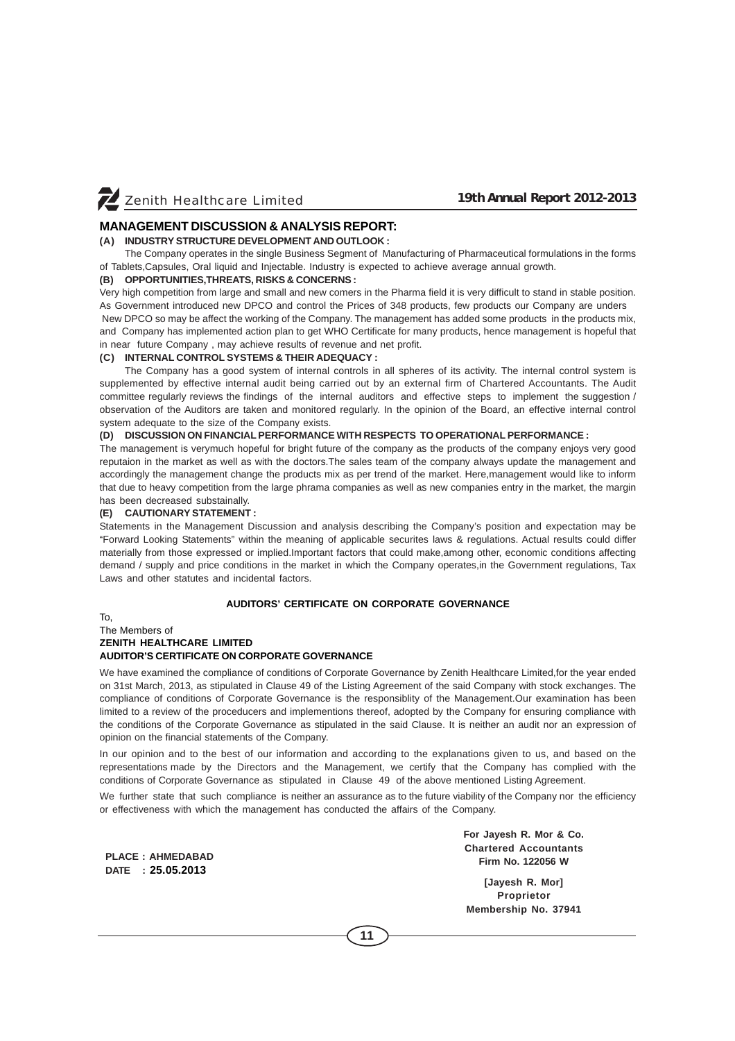## MANAGEMENT DISCUSSION & ANALYSIS REPORT:

### (A) INDUSTRY STRUCTURE DEVELOPMENT AND OUTLOOK :

The Company operates in the single Business Segment of Manufacturing of Pharmaceutical formulations in the forms of Tablets,Capsules, Oral liquid and Injectable. Industry is expected to achieve average annual growth.

### (B) OPPORTUNITIES,THREATS, RISKS & CONCERNS :

Very high competition from large and small and new comers in the Pharma field it is very difficult to stand in stable position. As Government introduced new DPCO and control the Prices of 348 products, few products our Company are unders New DPCO so may be affect the working of the Company. The management has added some products in the products mix, and Company has implemented action plan to get WHO Certificate for many products, hence management is hopeful that in near future Company , may achieve results of revenue and net profit.

### (C) INTERNAL CONTROL SYSTEMS & THEIR ADEQUACY :

The Company has a good system of internal controls in all spheres of its activity. The internal control system is supplemented by effective internal audit being carried out by an external firm of Chartered Accountants. The Audit committee regularly reviews the findings of the internal auditors and effective steps to implement the suggestion / observation of the Auditors are taken and monitored regularly. In the opinion of the Board, an effective internal control system adequate to the size of the Company exists.

### (D) DISCUSSION ON FINANCIAL PERFORMANCE WITH RESPECTS TO OPERATIONAL PERFORMANCE :

The management is verymuch hopeful for bright future of the company as the products of the company enjoys very good reputaion in the market as well as with the doctors.The sales team of the company always update the management and accordingly the management change the products mix as per trend of the market. Here,management would like to inform that due to heavy competition from the large phrama companies as well as new companies entry in the market, the margin has been decreased substainally.

### (E) CAUTIONARY STATEMENT :

Statements in the Management Discussion and analysis describing the Company's position and expectation may be "Forward Looking Statements" within the meaning of applicable securites laws & regulations. Actual results could differ materially from those expressed or implied.Important factors that could make,among other, economic conditions affecting demand / supply and price conditions in the market in which the Company operates,in the Government regulations, Tax Laws and other statutes and incidental factors.

## AUDITORS' CERTIFICATE ON CORPORATE GOVERNANCE

To,
The Members of
**ZENITH HEALTHCARE LIMITED**
**AUDITOR'S CERTIFICATE ON CORPORATE GOVERNANCE**

We have examined the compliance of conditions of Corporate Governance by Zenith Healthcare Limited,for the year ended on 31st March, 2013, as stipulated in Clause 49 of the Listing Agreement of the said Company with stock exchanges. The compliance of conditions of Corporate Governance is the responsiblity of the Management.Our examination has been limited to a review of the proceducers and implementions thereof, adopted by the Company for ensuring compliance with the conditions of the Corporate Governance as stipulated in the said Clause. It is neither an audit nor an expression of opinion on the financial statements of the Company.

In our opinion and to the best of our information and according to the explanations given to us, and based on the representations made by the Directors and the Management, we certify that the Company has complied with the conditions of Corporate Governance as stipulated in Clause 49 of the above mentioned Listing Agreement.

We further state that such compliance is neither an assurance as to the future viability of the Company nor the efficiency or effectiveness with which the management has conducted the affairs of the Company.

**For Jayesh R. Mor & Co.**
**Chartered Accountants**
**Firm No. 122056 W**

**PLACE : AHMEDABAD**
**DATE : 25.05.2013**

**[Jayesh R. Mor]**
**Proprietor**
**Membership No. 37941**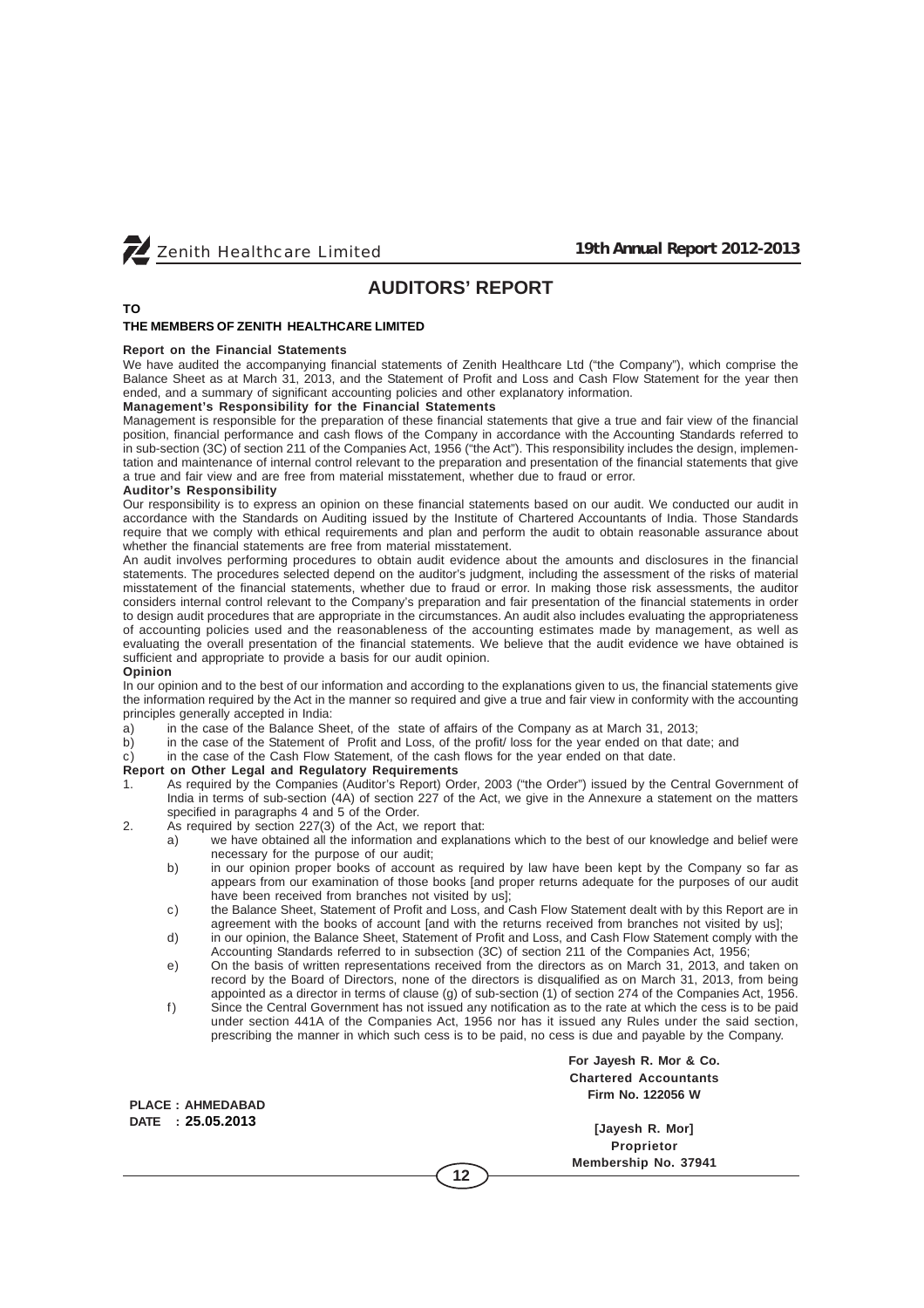# AUDITORS' REPORT

**TO**

**THE MEMBERS OF ZENITH HEALTHCARE LIMITED**

**Report on the Financial Statements**

We have audited the accompanying financial statements of Zenith Healthcare Ltd ("the Company"), which comprise the Balance Sheet as at March 31, 2013, and the Statement of Profit and Loss and Cash Flow Statement for the year then ended, and a summary of significant accounting policies and other explanatory information.

**Management's Responsibility for the Financial Statements**

Management is responsible for the preparation of these financial statements that give a true and fair view of the financial position, financial performance and cash flows of the Company in accordance with the Accounting Standards referred to in sub-section (3C) of section 211 of the Companies Act, 1956 ("the Act"). This responsibility includes the design, implementation and maintenance of internal control relevant to the preparation and presentation of the financial statements that give a true and fair view and are free from material misstatement, whether due to fraud or error.

**Auditor's Responsibility**

Our responsibility is to express an opinion on these financial statements based on our audit. We conducted our audit in accordance with the Standards on Auditing issued by the Institute of Chartered Accountants of India. Those Standards require that we comply with ethical requirements and plan and perform the audit to obtain reasonable assurance about whether the financial statements are free from material misstatement.

An audit involves performing procedures to obtain audit evidence about the amounts and disclosures in the financial statements. The procedures selected depend on the auditor's judgment, including the assessment of the risks of material misstatement of the financial statements, whether due to fraud or error. In making those risk assessments, the auditor considers internal control relevant to the Company's preparation and fair presentation of the financial statements in order to design audit procedures that are appropriate in the circumstances. An audit also includes evaluating the appropriateness of accounting policies used and the reasonableness of the accounting estimates made by management, as well as evaluating the overall presentation of the financial statements. We believe that the audit evidence we have obtained is sufficient and appropriate to provide a basis for our audit opinion.

**Opinion**

In our opinion and to the best of our information and according to the explanations given to us, the financial statements give the information required by the Act in the manner so required and give a true and fair view in conformity with the accounting principles generally accepted in India:

a) in the case of the Balance Sheet, of the state of affairs of the Company as at March 31, 2013;

b) in the case of the Statement of Profit and Loss, of the profit/ loss for the year ended on that date; and

c) in the case of the Cash Flow Statement, of the cash flows for the year ended on that date.

**Report on Other Legal and Regulatory Requirements**

1. As required by the Companies (Auditor's Report) Order, 2003 ("the Order") issued by the Central Government of India in terms of sub-section (4A) of section 227 of the Act, we give in the Annexure a statement on the matters specified in paragraphs 4 and 5 of the Order.

2. As required by section 227(3) of the Act, we report that:

   a) we have obtained all the information and explanations which to the best of our knowledge and belief were necessary for the purpose of our audit;

   b) in our opinion proper books of account as required by law have been kept by the Company so far as appears from our examination of those books [and proper returns adequate for the purposes of our audit have been received from branches not visited by us];

   c) the Balance Sheet, Statement of Profit and Loss, and Cash Flow Statement dealt with by this Report are in agreement with the books of account [and with the returns received from branches not visited by us];

   d) in our opinion, the Balance Sheet, Statement of Profit and Loss, and Cash Flow Statement comply with the Accounting Standards referred to in subsection (3C) of section 211 of the Companies Act, 1956;

   e) On the basis of written representations received from the directors as on March 31, 2013, and taken on record by the Board of Directors, none of the directors is disqualified as on March 31, 2013, from being appointed as a director in terms of clause (g) of sub-section (1) of section 274 of the Companies Act, 1956.

   f) Since the Central Government has not issued any notification as to the rate at which the cess is to be paid under section 441A of the Companies Act, 1956 nor has it issued any Rules under the said section, prescribing the manner in which such cess is to be paid, no cess is due and payable by the Company.

**For Jayesh R. Mor & Co.**
**Chartered Accountants**
**Firm No. 122056 W**

**PLACE : AHMEDABAD**
**DATE : 25.05.2013**

**[Jayesh R. Mor]**
**Proprietor**
**Membership No. 37941**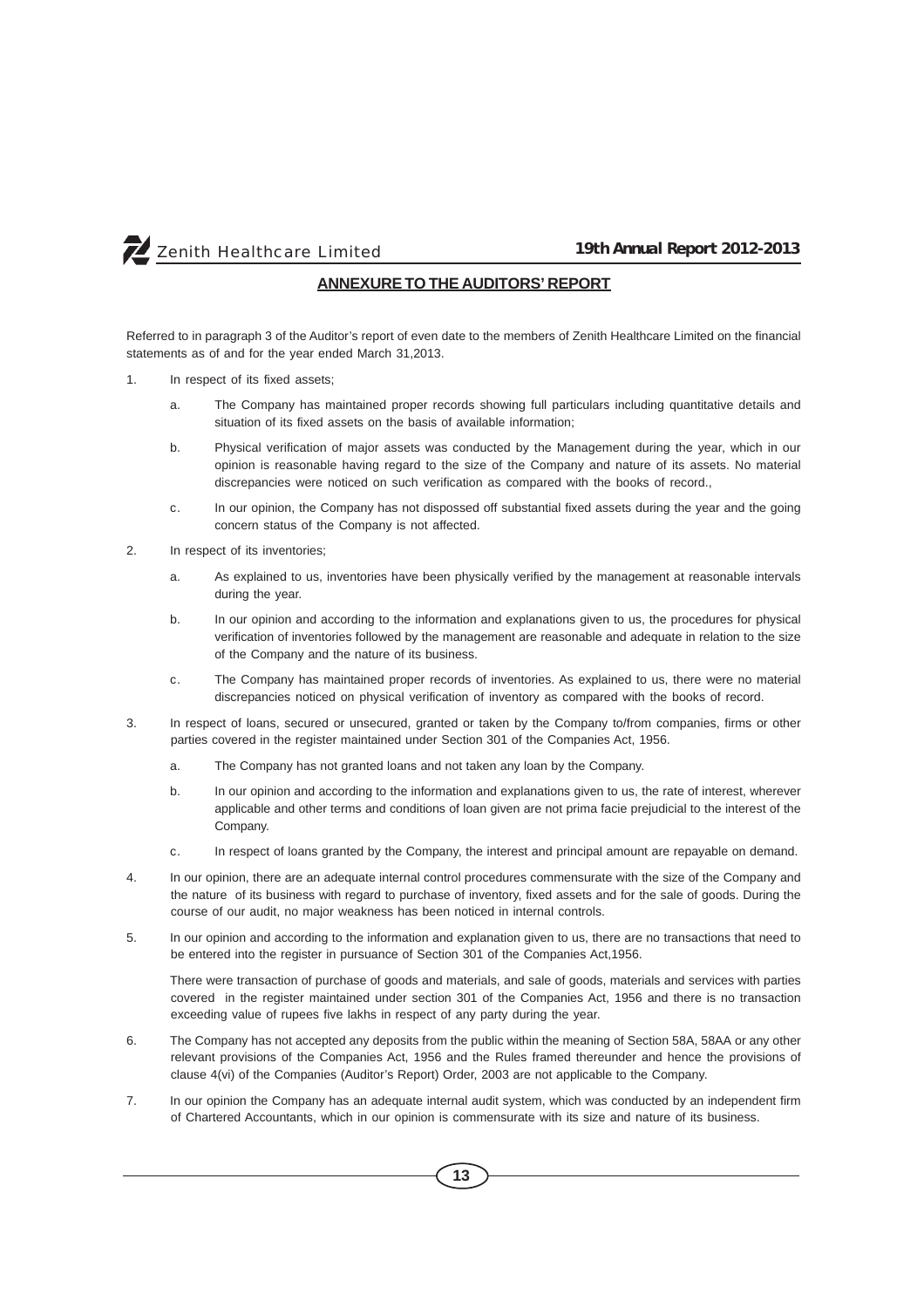## ANNEXURE TO THE AUDITORS' REPORT

Referred to in paragraph 3 of the Auditor's report of even date to the members of Zenith Healthcare Limited on the financial statements as of and for the year ended March 31,2013.

1. In respect of its fixed assets;

   a. The Company has maintained proper records showing full particulars including quantitative details and situation of its fixed assets on the basis of available information;

   b. Physical verification of major assets was conducted by the Management during the year, which in our opinion is reasonable having regard to the size of the Company and nature of its assets. No material discrepancies were noticed on such verification as compared with the books of record.,

   c. In our opinion, the Company has not dispossed off substantial fixed assets during the year and the going concern status of the Company is not affected.

2. In respect of its inventories;

   a. As explained to us, inventories have been physically verified by the management at reasonable intervals during the year.

   b. In our opinion and according to the information and explanations given to us, the procedures for physical verification of inventories followed by the management are reasonable and adequate in relation to the size of the Company and the nature of its business.

   c. The Company has maintained proper records of inventories. As explained to us, there were no material discrepancies noticed on physical verification of inventory as compared with the books of record.

3. In respect of loans, secured or unsecured, granted or taken by the Company to/from companies, firms or other parties covered in the register maintained under Section 301 of the Companies Act, 1956.

   a. The Company has not granted loans and not taken any loan by the Company.

   b. In our opinion and according to the information and explanations given to us, the rate of interest, wherever applicable and other terms and conditions of loan given are not prima facie prejudicial to the interest of the Company.

   c. In respect of loans granted by the Company, the interest and principal amount are repayable on demand.

4. In our opinion, there are an adequate internal control procedures commensurate with the size of the Company and the nature of its business with regard to purchase of inventory, fixed assets and for the sale of goods. During the course of our audit, no major weakness has been noticed in internal controls.

5. In our opinion and according to the information and explanation given to us, there are no transactions that need to be entered into the register in pursuance of Section 301 of the Companies Act,1956.

   There were transaction of purchase of goods and materials, and sale of goods, materials and services with parties covered in the register maintained under section 301 of the Companies Act, 1956 and there is no transaction exceeding value of rupees five lakhs in respect of any party during the year.

6. The Company has not accepted any deposits from the public within the meaning of Section 58A, 58AA or any other relevant provisions of the Companies Act, 1956 and the Rules framed thereunder and hence the provisions of clause 4(vi) of the Companies (Auditor's Report) Order, 2003 are not applicable to the Company.

7. In our opinion the Company has an adequate internal audit system, which was conducted by an independent firm of Chartered Accountants, which in our opinion is commensurate with its size and nature of its business.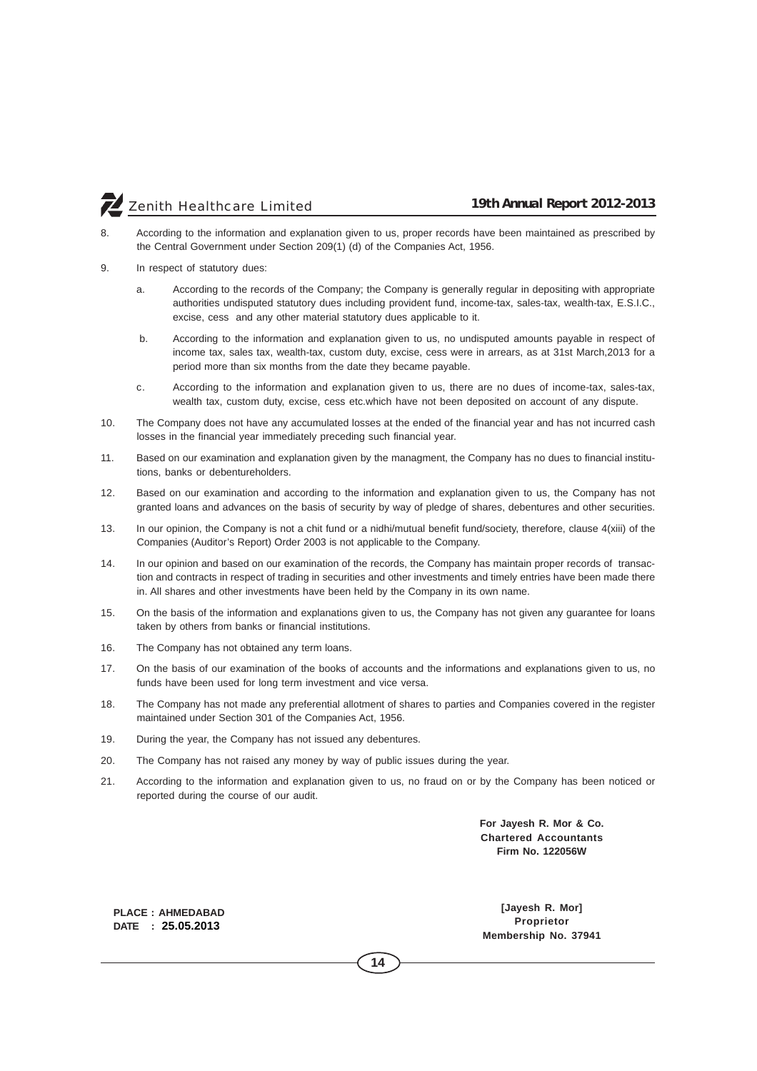8. According to the information and explanation given to us, proper records have been maintained as prescribed by the Central Government under Section 209(1) (d) of the Companies Act, 1956.

9. In respect of statutory dues:

   a. According to the records of the Company; the Company is generally regular in depositing with appropriate authorities undisputed statutory dues including provident fund, income-tax, sales-tax, wealth-tax, E.S.I.C., excise, cess and any other material statutory dues applicable to it.

   b. According to the information and explanation given to us, no undisputed amounts payable in respect of income tax, sales tax, wealth-tax, custom duty, excise, cess were in arrears, as at 31st March,2013 for a period more than six months from the date they became payable.

   c. According to the information and explanation given to us, there are no dues of income-tax, sales-tax, wealth tax, custom duty, excise, cess etc.which have not been deposited on account of any dispute.

10. The Company does not have any accumulated losses at the ended of the financial year and has not incurred cash losses in the financial year immediately preceding such financial year.

11. Based on our examination and explanation given by the managment, the Company has no dues to financial institutions, banks or debentureholders.

12. Based on our examination and according to the information and explanation given to us, the Company has not granted loans and advances on the basis of security by way of pledge of shares, debentures and other securities.

13. In our opinion, the Company is not a chit fund or a nidhi/mutual benefit fund/society, therefore, clause 4(xiii) of the Companies (Auditor's Report) Order 2003 is not applicable to the Company.

14. In our opinion and based on our examination of the records, the Company has maintain proper records of transaction and contracts in respect of trading in securities and other investments and timely entries have been made there in. All shares and other investments have been held by the Company in its own name.

15. On the basis of the information and explanations given to us, the Company has not given any guarantee for loans taken by others from banks or financial institutions.

16. The Company has not obtained any term loans.

17. On the basis of our examination of the books of accounts and the informations and explanations given to us, no funds have been used for long term investment and vice versa.

18. The Company has not made any preferential allotment of shares to parties and Companies covered in the register maintained under Section 301 of the Companies Act, 1956.

19. During the year, the Company has not issued any debentures.

20. The Company has not raised any money by way of public issues during the year.

21. According to the information and explanation given to us, no fraud on or by the Company has been noticed or reported during the course of our audit.

**For Jayesh R. Mor & Co.**
**Chartered Accountants**
**Firm No. 122056W**

**PLACE : AHMEDABAD**
**DATE : 25.05.2013**

**[Jayesh R. Mor]**
**Proprietor**
**Membership No. 37941**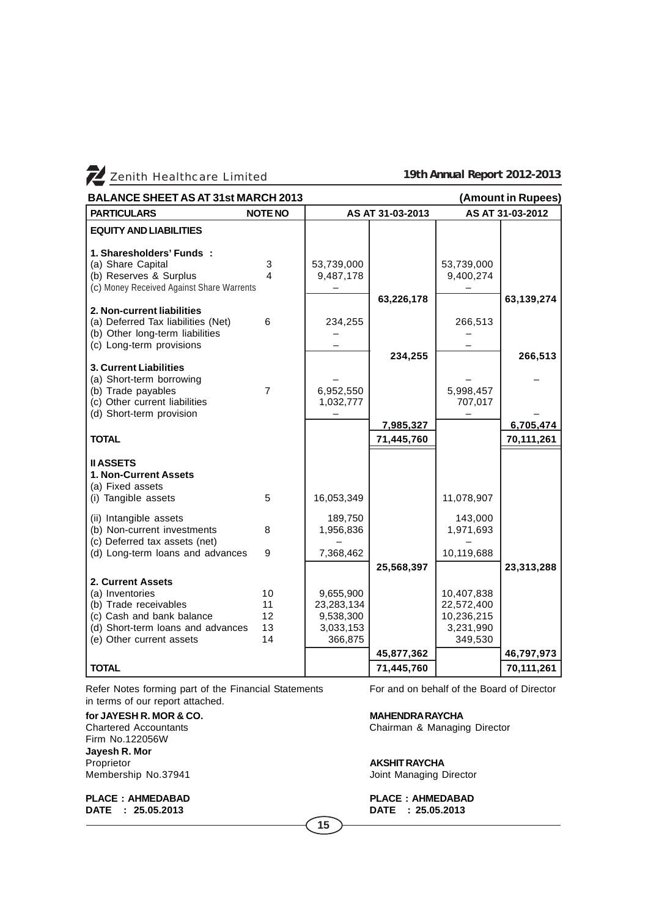## BALANCE SHEET AS AT 31st MARCH 2013

(Amount in Rupees)

| PARTICULARS | NOTE NO | AS AT 31-03-2013 | | AS AT 31-03-2012 | |
|---|---|---|---|---|---|
| **EQUITY AND LIABILITIES** | | | | | |
| **1. Sharesholders' Funds :** | | | | | |
| (a) Share Capital | 3 | 53,739,000 | | 53,739,000 | |
| (b) Reserves & Surplus | 4 | 9,487,178 | | 9,400,274 | |
| (c) Money Received Against Share Warrents | | – | | – | |
| | | | **63,226,178** | | **63,139,274** |
| **2. Non-current liabilities** | | | | | |
| (a) Deferred Tax liabilities (Net) | 6 | 234,255 | | 266,513 | |
| (b) Other long-term liabilities | | – | | – | |
| (c) Long-term provisions | | – | | – | |
| | | | **234,255** | | **266,513** |
| **3. Current Liabilities** | | | | | |
| (a) Short-term borrowing | | – | | – | – |
| (b) Trade payables | 7 | 6,952,550 | | 5,998,457 | |
| (c) Other current liabilities | | 1,032,777 | | 707,017 | |
| (d) Short-term provision | | – | | – | – |
| | | | **7,985,327** | | **6,705,474** |
| **TOTAL** | | | **71,445,760** | | **70,111,261** |
| **II ASSETS** | | | | | |
| **1. Non-Current Assets** | | | | | |
| (a) Fixed assets | | | | | |
| (i) Tangible assets | 5 | 16,053,349 | | 11,078,907 | |
| (ii) Intangible assets | | 189,750 | | 143,000 | |
| (b) Non-current investments | 8 | 1,956,836 | | 1,971,693 | |
| (c) Deferred tax assets (net) | | – | | – | |
| (d) Long-term loans and advances | 9 | 7,368,462 | | 10,119,688 | |
| | | | **25,568,397** | | **23,313,288** |
| **2. Current Assets** | | | | | |
| (a) Inventories | 10 | 9,655,900 | | 10,407,838 | |
| (b) Trade receivables | 11 | 23,283,134 | | 22,572,400 | |
| (c) Cash and bank balance | 12 | 9,538,300 | | 10,236,215 | |
| (d) Short-term loans and advances | 13 | 3,033,153 | | 3,231,990 | |
| (e) Other current assets | 14 | 366,875 | | 349,530 | |
| | | | **45,877,362** | | **46,797,973** |
| **TOTAL** | | | **71,445,760** | | **70,111,261** |

Refer Notes forming part of the Financial Statements in terms of our report attached.

For and on behalf of the Board of Director

**for JAYESH R. MOR & CO.**
Chartered Accountants
Firm No.122056W
**Jayesh R. Mor**
Proprietor
Membership No.37941

**PLACE : AHMEDABAD**
**DATE : 25.05.2013**

**MAHENDRA RAYCHA**
Chairman & Managing Director

**AKSHIT RAYCHA**
Joint Managing Director

**PLACE : AHMEDABAD**
**DATE : 25.05.2013**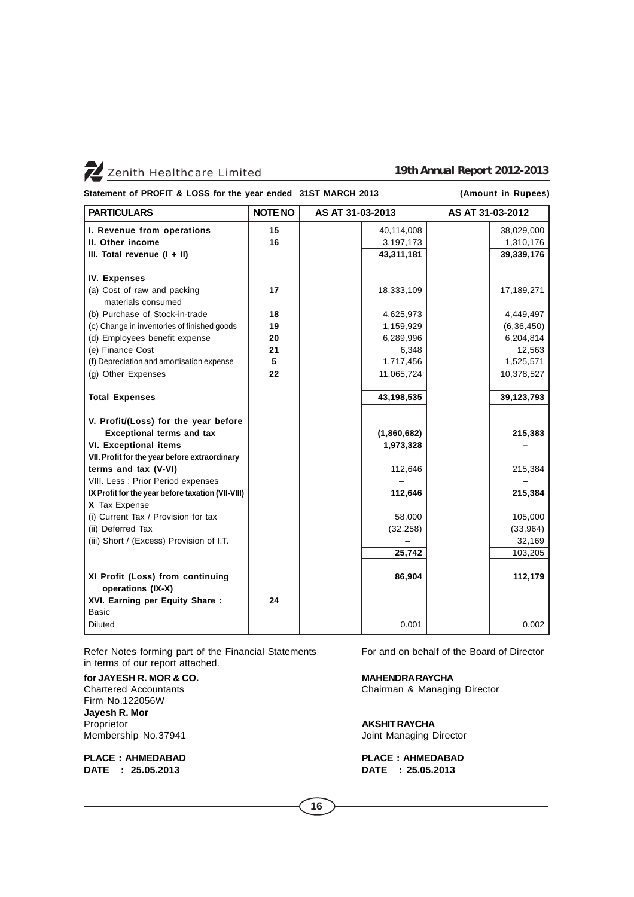**Statement of PROFIT & LOSS for the year ended 31ST MARCH 2013** **(Amount in Rupees)**

| PARTICULARS | NOTE NO | AS AT 31-03-2013 | | AS AT 31-03-2012 | |
|---|---|---|---|---|---|
| **I. Revenue from operations** | **15** | | 40,114,008 | | 38,029,000 |
| **II. Other income** | **16** | | 3,197,173 | | 1,310,176 |
| **III. Total revenue (I + II)** | | | **43,311,181** | | **39,339,176** |
| **IV. Expenses** | | | | | |
| (a) Cost of raw and packing materials consumed | **17** | | 18,333,109 | | 17,189,271 |
| (b) Purchase of Stock-in-trade | **18** | | 4,625,973 | | 4,449,497 |
| (c) Change in inventories of finished goods | **19** | | 1,159,929 | | (6,36,450) |
| (d) Employees benefit expense | **20** | | 6,289,996 | | 6,204,814 |
| (e) Finance Cost | **21** | | 6,348 | | 12,563 |
| (f) Depreciation and amortisation expense | **5** | | 1,717,456 | | 1,525,571 |
| (g) Other Expenses | **22** | | 11,065,724 | | 10,378,527 |
| **Total Expenses** | | | **43,198,535** | | **39,123,793** |
| **V. Profit/(Loss) for the year before Exceptional terms and tax** | | | **(1,860,682)** | | **215,383** |
| **VI. Exceptional items** | | | **1,973,328** | | **–** |
| **VII. Profit for the year before extraordinary terms and tax (V-VI)** | | | 112,646 | | 215,384 |
| VIII. Less : Prior Period expenses | | | – | | – |
| **IX Profit for the year before taxation (VII-VIII)** | | | **112,646** | | **215,384** |
| **X** Tax Expense | | | | | |
| (i) Current Tax / Provision for tax | | | 58,000 | | 105,000 |
| (ii) Deferred Tax | | | (32,258) | | (33,964) |
| (iii) Short / (Excess) Provision of I.T. | | | – | | 32,169 |
| | | | **25,742** | | 103,205 |
| **XI Profit (Loss) from continuing operations (IX-X)** | | | **86,904** | | **112,179** |
| **XVI. Earning per Equity Share :** | **24** | | | | |
| Basic | | | | | |
| Diluted | | | 0.001 | | 0.002 |

Refer Notes forming part of the Financial Statements in terms of our report attached.

**for JAYESH R. MOR & CO.**
Chartered Accountants
Firm No.122056W
**Jayesh R. Mor**
Proprietor
Membership No.37941

**PLACE : AHMEDABAD**
**DATE : 25.05.2013**

For and on behalf of the Board of Director

**MAHENDRA RAYCHA**
Chairman & Managing Director

**AKSHIT RAYCHA**
Joint Managing Director

**PLACE : AHMEDABAD**
**DATE : 25.05.2013**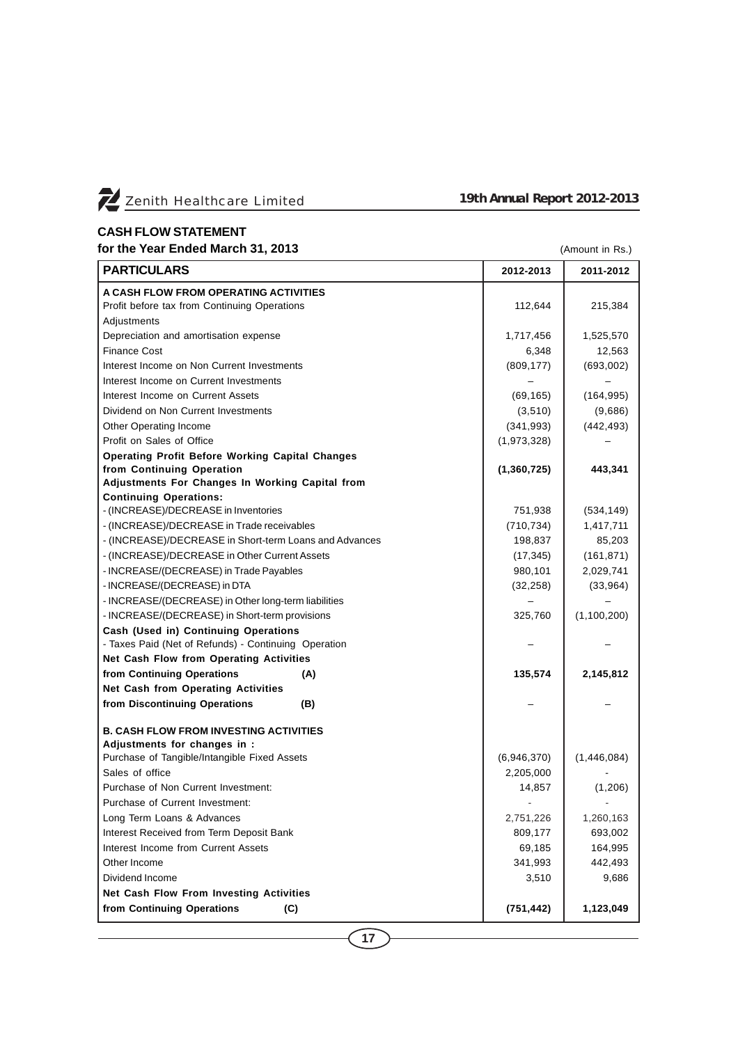## CASH FLOW STATEMENT

**for the Year Ended March 31, 2013** (Amount in Rs.)

| PARTICULARS | 2012-2013 | 2011-2012 |
|---|---|---|
| **A CASH FLOW FROM OPERATING ACTIVITIES** | | |
| Profit before tax from Continuing Operations | 112,644 | 215,384 |
| Adjustments | | |
| Depreciation and amortisation expense | 1,717,456 | 1,525,570 |
| Finance Cost | 6,348 | 12,563 |
| Interest Income on Non Current Investments | (809,177) | (693,002) |
| Interest Income on Current Investments | – | – |
| Interest Income on Current Assets | (69,165) | (164,995) |
| Dividend on Non Current Investments | (3,510) | (9,686) |
| Other Operating Income | (341,993) | (442,493) |
| Profit on Sales of Office | (1,973,328) | – |
| **Operating Profit Before Working Capital Changes from Continuing Operation** | **(1,360,725)** | **443,341** |
| **Adjustments For Changes In Working Capital from Continuing Operations:** | | |
| - (INCREASE)/DECREASE in Inventories | 751,938 | (534,149) |
| - (INCREASE)/DECREASE in Trade receivables | (710,734) | 1,417,711 |
| - (INCREASE)/DECREASE in Short-term Loans and Advances | 198,837 | 85,203 |
| - (INCREASE)/DECREASE in Other Current Assets | (17,345) | (161,871) |
| - INCREASE/(DECREASE) in Trade Payables | 980,101 | 2,029,741 |
| - INCREASE/(DECREASE) in DTA | (32,258) | (33,964) |
| - INCREASE/(DECREASE) in Other long-term liabilities | – | – |
| - INCREASE/(DECREASE) in Short-term provisions | 325,760 | (1,100,200) |
| **Cash (Used in) Continuing Operations** | | |
| - Taxes Paid (Net of Refunds) - Continuing Operation | – | – |
| **Net Cash Flow from Operating Activities from Continuing Operations (A)** | **135,574** | **2,145,812** |
| **Net Cash from Operating Activities from Discontinuing Operations (B)** | – | – |
| **B. CASH FLOW FROM INVESTING ACTIVITIES** | | |
| **Adjustments for changes in :** | | |
| Purchase of Tangible/Intangible Fixed Assets | (6,946,370) | (1,446,084) |
| Sales of office | 2,205,000 | - |
| Purchase of Non Current Investment: | 14,857 | (1,206) |
| Purchase of Current Investment: | - | - |
| Long Term Loans & Advances | 2,751,226 | 1,260,163 |
| Interest Received from Term Deposit Bank | 809,177 | 693,002 |
| Interest Income from Current Assets | 69,185 | 164,995 |
| Other Income | 341,993 | 442,493 |
| Dividend Income | 3,510 | 9,686 |
| **Net Cash Flow From Investing Activities from Continuing Operations (C)** | **(751,442)** | **1,123,049** |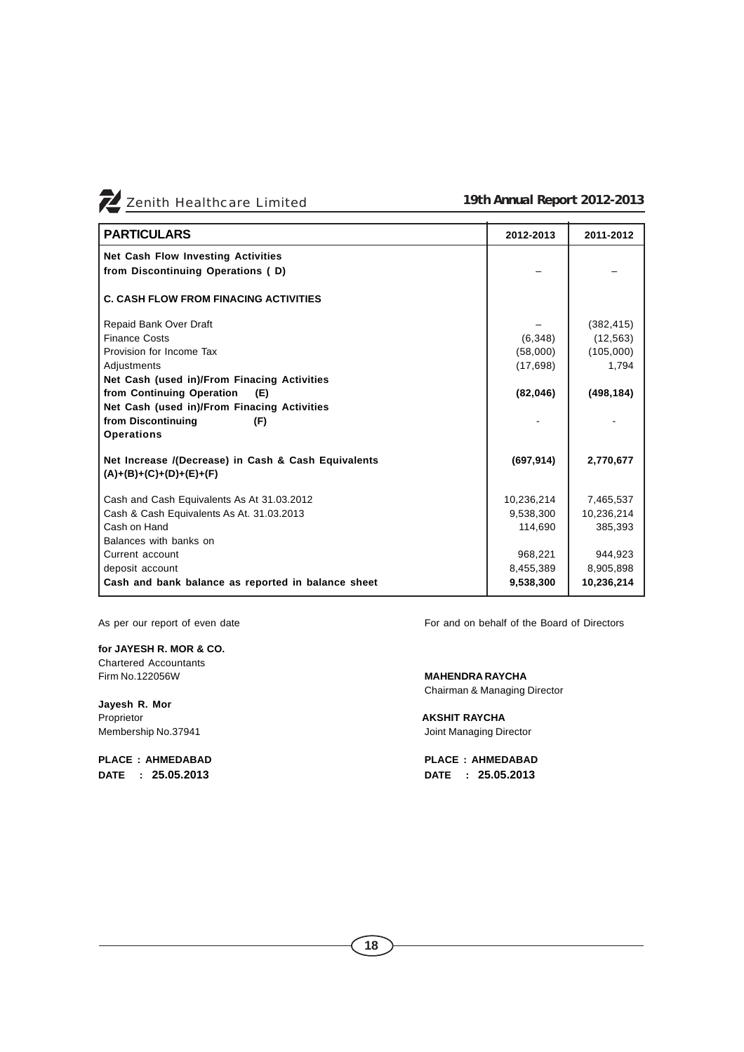| PARTICULARS | 2012-2013 | 2011-2012 |
|---|---|---|
| **Net Cash Flow Investing Activities from Discontinuing Operations ( D)** | – | – |
| **C. CASH FLOW FROM FINACING ACTIVITIES** | | |
| Repaid Bank Over Draft | – | (382,415) |
| Finance Costs | (6,348) | (12,563) |
| Provision for Income Tax | (58,000) | (105,000) |
| Adjustments | (17,698) | 1,794 |
| **Net Cash (used in)/From Finacing Activities from Continuing Operation (E)** | **(82,046)** | **(498,184)** |
| **Net Cash (used in)/From Finacing Activities from Discontinuing (F) Operations** | - | - |
| **Net Increase /(Decrease) in Cash & Cash Equivalents (A)+(B)+(C)+(D)+(E)+(F)** | **(697,914)** | **2,770,677** |
| Cash and Cash Equivalents As At 31.03.2012 | 10,236,214 | 7,465,537 |
| Cash & Cash Equivalents As At. 31.03.2013 | 9,538,300 | 10,236,214 |
| Cash on Hand | 114,690 | 385,393 |
| Balances with banks on | | |
| Current account | 968,221 | 944,923 |
| deposit account | 8,455,389 | 8,905,898 |
| **Cash and bank balance as reported in balance sheet** | **9,538,300** | **10,236,214** |

As per our report of even date

**for JAYESH R. MOR & CO.**
Chartered Accountants
Firm No.122056W

**Jayesh R. Mor**
Proprietor
Membership No.37941

**PLACE : AHMEDABAD**
**DATE : 25.05.2013**

For and on behalf of the Board of Directors

**MAHENDRA RAYCHA**
Chairman & Managing Director

**AKSHIT RAYCHA**
Joint Managing Director

**PLACE : AHMEDABAD**
**DATE : 25.05.2013**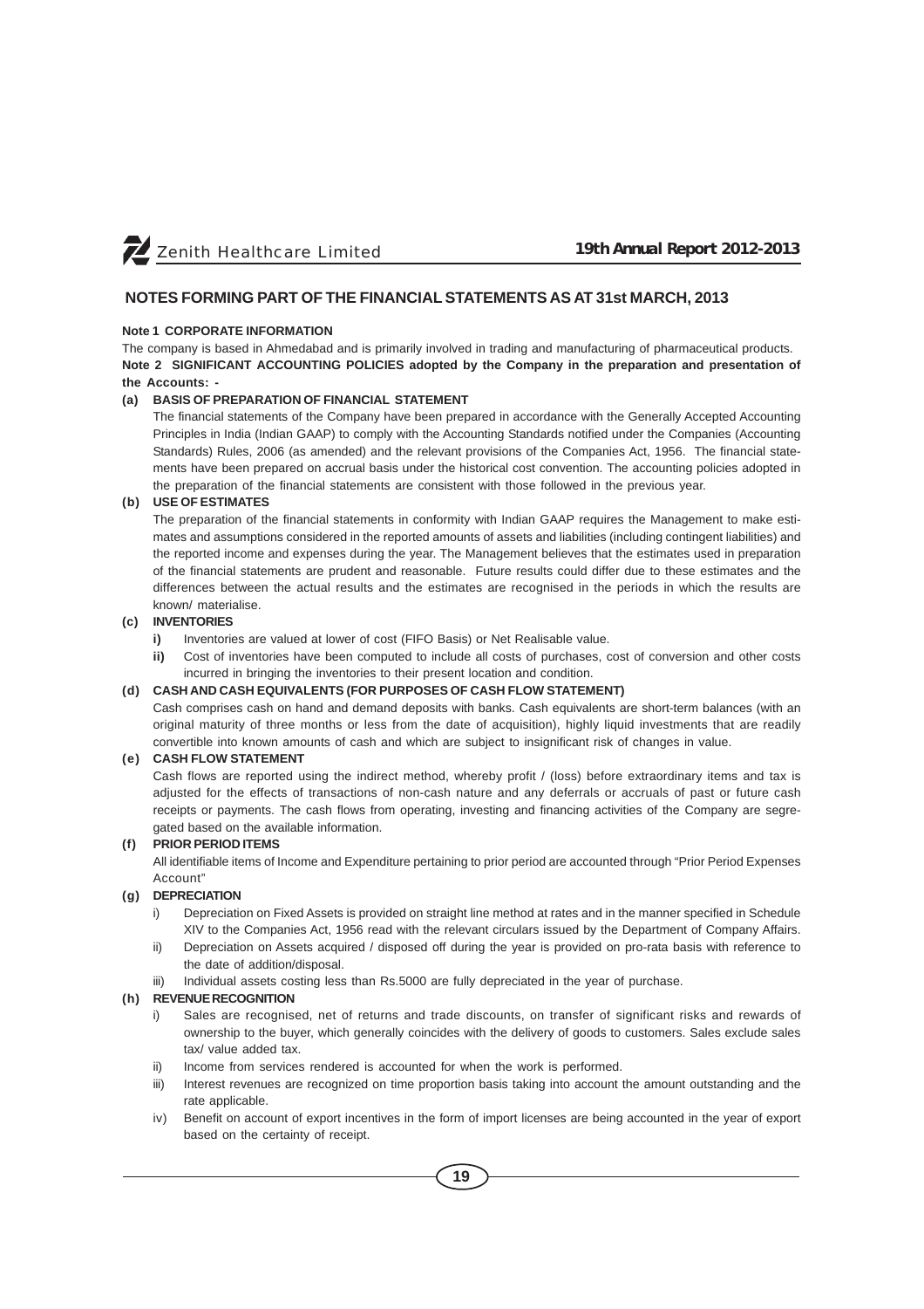## NOTES FORMING PART OF THE FINANCIAL STATEMENTS AS AT 31st MARCH, 2013

**Note 1 CORPORATE INFORMATION**

The company is based in Ahmedabad and is primarily involved in trading and manufacturing of pharmaceutical products.

**Note 2 SIGNIFICANT ACCOUNTING POLICIES adopted by the Company in the preparation and presentation of the Accounts: -**

**(a) BASIS OF PREPARATION OF FINANCIAL STATEMENT**

The financial statements of the Company have been prepared in accordance with the Generally Accepted Accounting Principles in India (Indian GAAP) to comply with the Accounting Standards notified under the Companies (Accounting Standards) Rules, 2006 (as amended) and the relevant provisions of the Companies Act, 1956. The financial statements have been prepared on accrual basis under the historical cost convention. The accounting policies adopted in the preparation of the financial statements are consistent with those followed in the previous year.

**(b) USE OF ESTIMATES**

The preparation of the financial statements in conformity with Indian GAAP requires the Management to make estimates and assumptions considered in the reported amounts of assets and liabilities (including contingent liabilities) and the reported income and expenses during the year. The Management believes that the estimates used in preparation of the financial statements are prudent and reasonable. Future results could differ due to these estimates and the differences between the actual results and the estimates are recognised in the periods in which the results are known/ materialise.

**(c) INVENTORIES**

**i)** Inventories are valued at lower of cost (FIFO Basis) or Net Realisable value.

**ii)** Cost of inventories have been computed to include all costs of purchases, cost of conversion and other costs incurred in bringing the inventories to their present location and condition.

**(d) CASH AND CASH EQUIVALENTS (FOR PURPOSES OF CASH FLOW STATEMENT)**

Cash comprises cash on hand and demand deposits with banks. Cash equivalents are short-term balances (with an original maturity of three months or less from the date of acquisition), highly liquid investments that are readily convertible into known amounts of cash and which are subject to insignificant risk of changes in value.

**(e) CASH FLOW STATEMENT**

Cash flows are reported using the indirect method, whereby profit / (loss) before extraordinary items and tax is adjusted for the effects of transactions of non-cash nature and any deferrals or accruals of past or future cash receipts or payments. The cash flows from operating, investing and financing activities of the Company are segregated based on the available information.

**(f) PRIOR PERIOD ITEMS**

All identifiable items of Income and Expenditure pertaining to prior period are accounted through "Prior Period Expenses Account"

**(g) DEPRECIATION**

i) Depreciation on Fixed Assets is provided on straight line method at rates and in the manner specified in Schedule XIV to the Companies Act, 1956 read with the relevant circulars issued by the Department of Company Affairs.

ii) Depreciation on Assets acquired / disposed off during the year is provided on pro-rata basis with reference to the date of addition/disposal.

iii) Individual assets costing less than Rs.5000 are fully depreciated in the year of purchase.

**(h) REVENUE RECOGNITION**

i) Sales are recognised, net of returns and trade discounts, on transfer of significant risks and rewards of ownership to the buyer, which generally coincides with the delivery of goods to customers. Sales exclude sales tax/ value added tax.

ii) Income from services rendered is accounted for when the work is performed.

iii) Interest revenues are recognized on time proportion basis taking into account the amount outstanding and the rate applicable.

iv) Benefit on account of export incentives in the form of import licenses are being accounted in the year of export based on the certainty of receipt.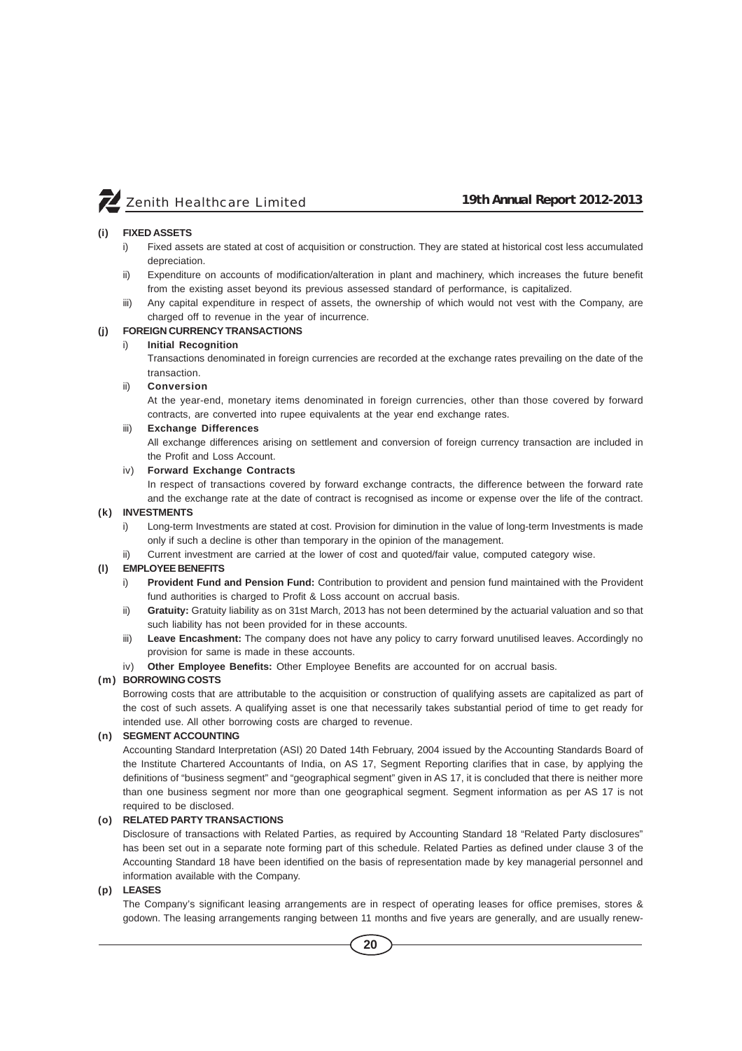**(i) FIXED ASSETS**

i) Fixed assets are stated at cost of acquisition or construction. They are stated at historical cost less accumulated depreciation.

ii) Expenditure on accounts of modification/alteration in plant and machinery, which increases the future benefit from the existing asset beyond its previous assessed standard of performance, is capitalized.

iii) Any capital expenditure in respect of assets, the ownership of which would not vest with the Company, are charged off to revenue in the year of incurrence.

**(j) FOREIGN CURRENCY TRANSACTIONS**

i) **Initial Recognition**

Transactions denominated in foreign currencies are recorded at the exchange rates prevailing on the date of the transaction.

ii) **Conversion**

At the year-end, monetary items denominated in foreign currencies, other than those covered by forward contracts, are converted into rupee equivalents at the year end exchange rates.

iii) **Exchange Differences**

All exchange differences arising on settlement and conversion of foreign currency transaction are included in the Profit and Loss Account.

iv) **Forward Exchange Contracts**

In respect of transactions covered by forward exchange contracts, the difference between the forward rate and the exchange rate at the date of contract is recognised as income or expense over the life of the contract.

**(k) INVESTMENTS**

i) Long-term Investments are stated at cost. Provision for diminution in the value of long-term Investments is made only if such a decline is other than temporary in the opinion of the management.

ii) Current investment are carried at the lower of cost and quoted/fair value, computed category wise.

**(l) EMPLOYEE BENEFITS**

i) **Provident Fund and Pension Fund:** Contribution to provident and pension fund maintained with the Provident fund authorities is charged to Profit & Loss account on accrual basis.

ii) **Gratuity:** Gratuity liability as on 31st March, 2013 has not been determined by the actuarial valuation and so that such liability has not been provided for in these accounts.

iii) **Leave Encashment:** The company does not have any policy to carry forward unutilised leaves. Accordingly no provision for same is made in these accounts.

iv) **Other Employee Benefits:** Other Employee Benefits are accounted for on accrual basis.

**(m) BORROWING COSTS**

Borrowing costs that are attributable to the acquisition or construction of qualifying assets are capitalized as part of the cost of such assets. A qualifying asset is one that necessarily takes substantial period of time to get ready for intended use. All other borrowing costs are charged to revenue.

**(n) SEGMENT ACCOUNTING**

Accounting Standard Interpretation (ASI) 20 Dated 14th February, 2004 issued by the Accounting Standards Board of the Institute Chartered Accountants of India, on AS 17, Segment Reporting clarifies that in case, by applying the definitions of "business segment" and "geographical segment" given in AS 17, it is concluded that there is neither more than one business segment nor more than one geographical segment. Segment information as per AS 17 is not required to be disclosed.

**(o) RELATED PARTY TRANSACTIONS**

Disclosure of transactions with Related Parties, as required by Accounting Standard 18 "Related Party disclosures" has been set out in a separate note forming part of this schedule. Related Parties as defined under clause 3 of the Accounting Standard 18 have been identified on the basis of representation made by key managerial personnel and information available with the Company.

**(p) LEASES**

The Company's significant leasing arrangements are in respect of operating leases for office premises, stores & godown. The leasing arrangements ranging between 11 months and five years are generally, and are usually renew-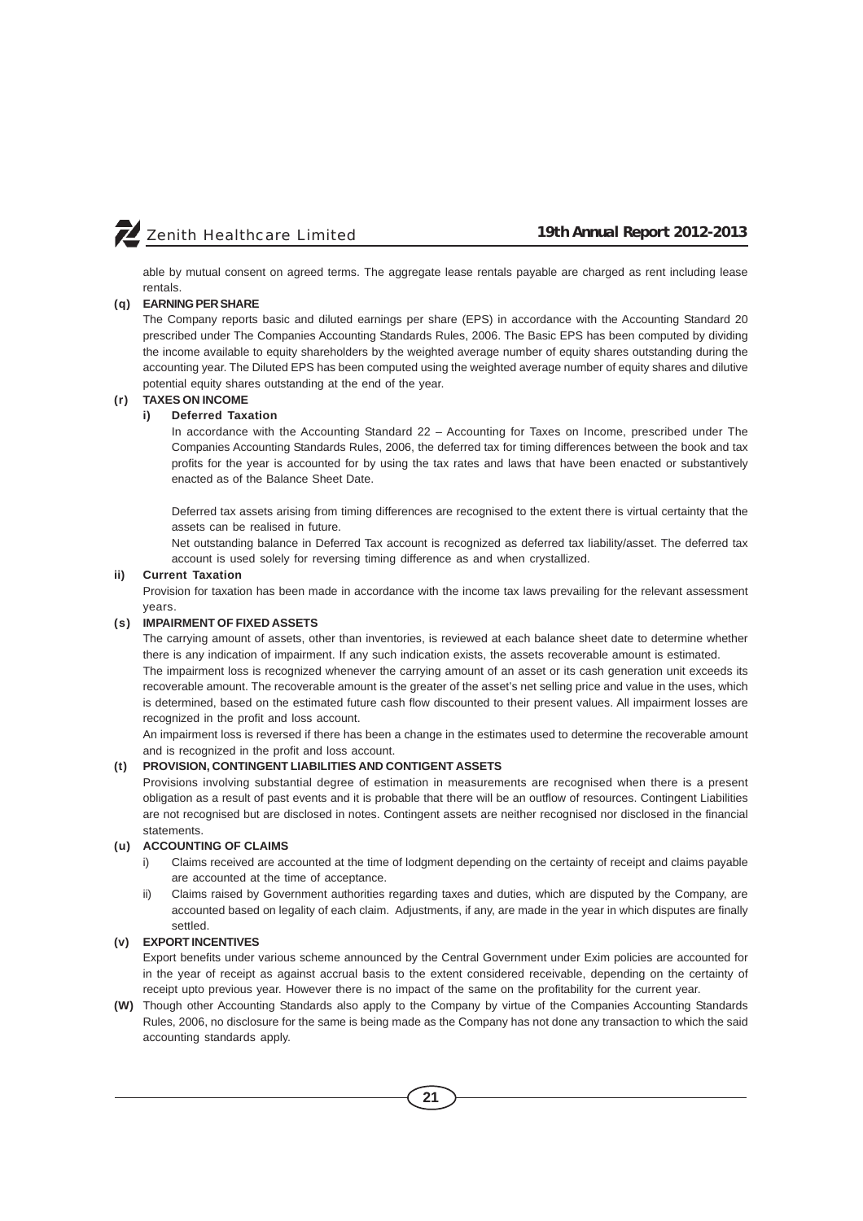able by mutual consent on agreed terms. The aggregate lease rentals payable are charged as rent including lease rentals.

**(q) EARNING PER SHARE**

The Company reports basic and diluted earnings per share (EPS) in accordance with the Accounting Standard 20 prescribed under The Companies Accounting Standards Rules, 2006. The Basic EPS has been computed by dividing the income available to equity shareholders by the weighted average number of equity shares outstanding during the accounting year. The Diluted EPS has been computed using the weighted average number of equity shares and dilutive potential equity shares outstanding at the end of the year.

**(r) TAXES ON INCOME**

**i) Deferred Taxation**

In accordance with the Accounting Standard 22 – Accounting for Taxes on Income, prescribed under The Companies Accounting Standards Rules, 2006, the deferred tax for timing differences between the book and tax profits for the year is accounted for by using the tax rates and laws that have been enacted or substantively enacted as of the Balance Sheet Date.

Deferred tax assets arising from timing differences are recognised to the extent there is virtual certainty that the assets can be realised in future.

Net outstanding balance in Deferred Tax account is recognized as deferred tax liability/asset. The deferred tax account is used solely for reversing timing difference as and when crystallized.

**ii) Current Taxation**

Provision for taxation has been made in accordance with the income tax laws prevailing for the relevant assessment years.

**(s) IMPAIRMENT OF FIXED ASSETS**

The carrying amount of assets, other than inventories, is reviewed at each balance sheet date to determine whether there is any indication of impairment. If any such indication exists, the assets recoverable amount is estimated.

The impairment loss is recognized whenever the carrying amount of an asset or its cash generation unit exceeds its recoverable amount. The recoverable amount is the greater of the asset's net selling price and value in the uses, which is determined, based on the estimated future cash flow discounted to their present values. All impairment losses are recognized in the profit and loss account.

An impairment loss is reversed if there has been a change in the estimates used to determine the recoverable amount and is recognized in the profit and loss account.

**(t) PROVISION, CONTINGENT LIABILITIES AND CONTIGENT ASSETS**

Provisions involving substantial degree of estimation in measurements are recognised when there is a present obligation as a result of past events and it is probable that there will be an outflow of resources. Contingent Liabilities are not recognised but are disclosed in notes. Contingent assets are neither recognised nor disclosed in the financial statements.

**(u) ACCOUNTING OF CLAIMS**

i) Claims received are accounted at the time of lodgment depending on the certainty of receipt and claims payable are accounted at the time of acceptance.

ii) Claims raised by Government authorities regarding taxes and duties, which are disputed by the Company, are accounted based on legality of each claim. Adjustments, if any, are made in the year in which disputes are finally settled.

**(v) EXPORT INCENTIVES**

Export benefits under various scheme announced by the Central Government under Exim policies are accounted for in the year of receipt as against accrual basis to the extent considered receivable, depending on the certainty of receipt upto previous year. However there is no impact of the same on the profitability for the current year.

**(W)** Though other Accounting Standards also apply to the Company by virtue of the Companies Accounting Standards Rules, 2006, no disclosure for the same is being made as the Company has not done any transaction to which the said accounting standards apply.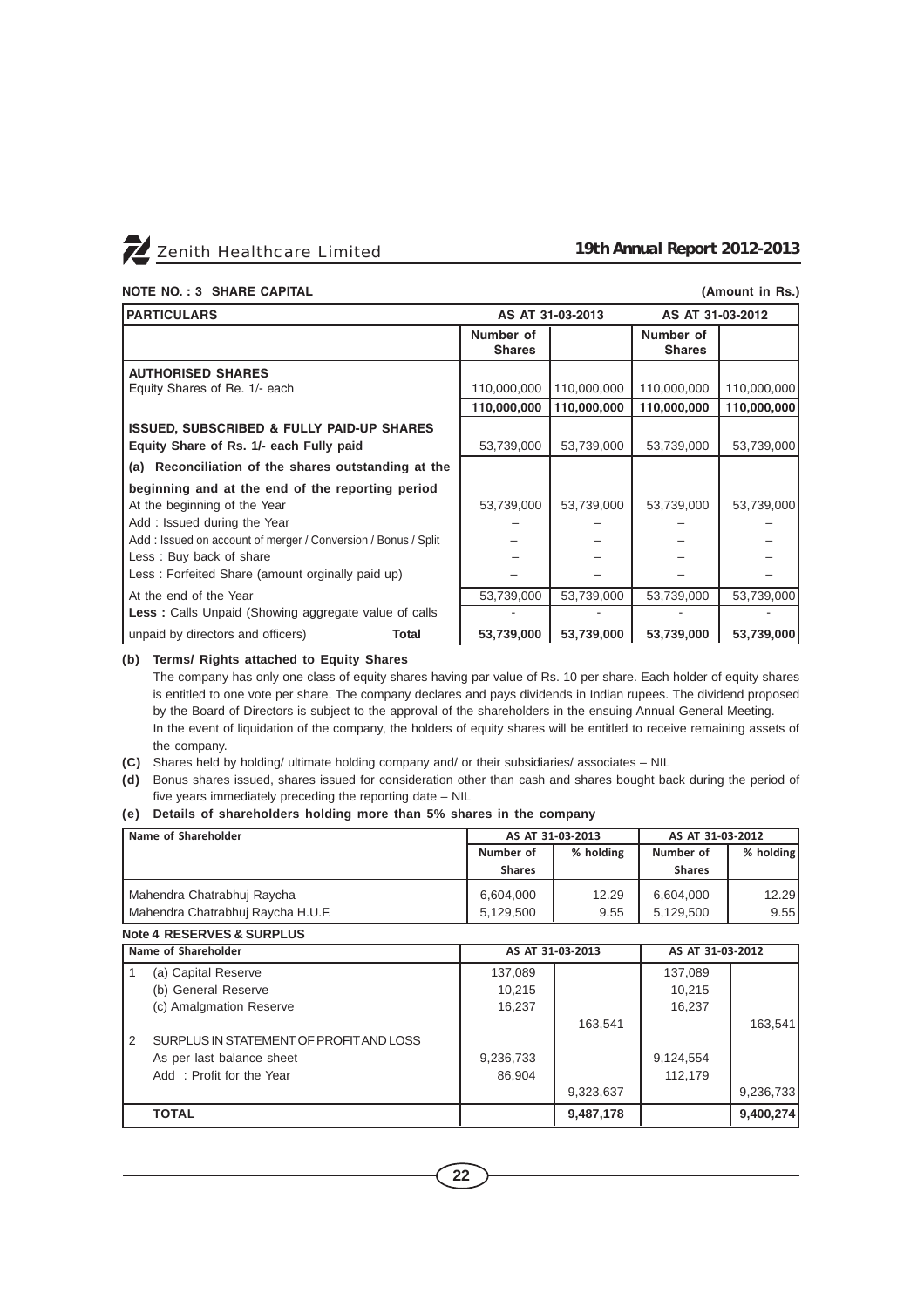## NOTE NO. : 3 SHARE CAPITAL

**(Amount in Rs.)**

| PARTICULARS | AS AT 31-03-2013 | | AS AT 31-03-2012 | |
|---|---|---|---|---|
| | Number of Shares | | Number of Shares | |
| **AUTHORISED SHARES** | | | | |
| Equity Shares of Re. 1/- each | 110,000,000 | 110,000,000 | 110,000,000 | 110,000,000 |
| | **110,000,000** | **110,000,000** | **110,000,000** | **110,000,000** |
| **ISSUED, SUBSCRIBED & FULLY PAID-UP SHARES** | | | | |
| **Equity Share of Rs. 1/- each Fully paid** | 53,739,000 | 53,739,000 | 53,739,000 | 53,739,000 |
| **(a) Reconciliation of the shares outstanding at the beginning and at the end of the reporting period** | | | | |
| At the beginning of the Year | 53,739,000 | 53,739,000 | 53,739,000 | 53,739,000 |
| Add : Issued during the Year | – | – | – | – |
| Add : Issued on account of merger / Conversion / Bonus / Split | – | – | – | – |
| Less : Buy back of share | – | – | – | – |
| Less : Forfeited Share (amount orginally paid up) | – | – | – | – |
| At the end of the Year | 53,739,000 | 53,739,000 | 53,739,000 | 53,739,000 |
| **Less :** Calls Unpaid (Showing aggregate value of calls unpaid by directors and officers) | - | - | - | - |
| **Total** | **53,739,000** | **53,739,000** | **53,739,000** | **53,739,000** |

**(b) Terms/ Rights attached to Equity Shares**

The company has only one class of equity shares having par value of Rs. 10 per share. Each holder of equity shares is entitled to one vote per share. The company declares and pays dividends in Indian rupees. The dividend proposed by the Board of Directors is subject to the approval of the shareholders in the ensuing Annual General Meeting.

In the event of liquidation of the company, the holders of equity shares will be entitled to receive remaining assets of the company.

**(C)** Shares held by holding/ ultimate holding company and/ or their subsidiaries/ associates – NIL

**(d)** Bonus shares issued, shares issued for consideration other than cash and shares bought back during the period of five years immediately preceding the reporting date – NIL

**(e) Details of shareholders holding more than 5% shares in the company**

| Name of Shareholder | AS AT 31-03-2013 | | AS AT 31-03-2012 | |
|---|---|---|---|---|
| | Number of Shares | % holding | Number of Shares | % holding |
| Mahendra Chatrabhuj Raycha | 6,604,000 | 12.29 | 6,604,000 | 12.29 |
| Mahendra Chatrabhuj Raycha H.U.F. | 5,129,500 | 9.55 | 5,129,500 | 9.55 |

## Note 4 RESERVES & SURPLUS

| | Name of Shareholder | AS AT 31-03-2013 | | AS AT 31-03-2012 | |
|---|---|---|---|---|---|
| 1 | (a) Capital Reserve | 137,089 | | 137,089 | |
| | (b) General Reserve | 10,215 | | 10,215 | |
| | (c) Amalgmation Reserve | 16,237 | | 16,237 | |
| | | | 163,541 | | 163,541 |
| 2 | SURPLUS IN STATEMENT OF PROFIT AND LOSS | | | | |
| | As per last balance sheet | 9,236,733 | | 9,124,554 | |
| | Add : Profit for the Year | 86,904 | | 112,179 | |
| | | | 9,323,637 | | 9,236,733 |
| | **TOTAL** | | **9,487,178** | | **9,400,274** |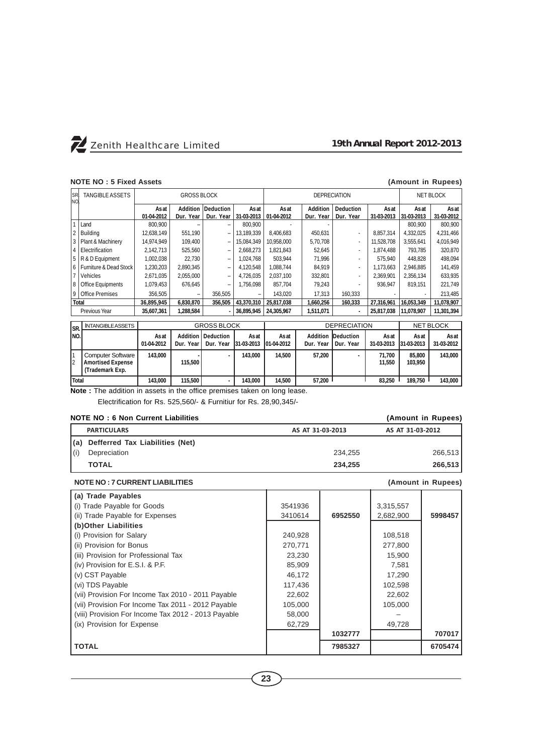## NOTE NO : 5 Fixed Assets

(Amount in Rupees)

| SR. NO. | TANGIBLE ASSETS | GROSS BLOCK | | | | DEPRECIATION | | | | NET BLOCK | |
|---|---|---|---|---|---|---|---|---|---|---|---|
| | | As at 01-04-2012 | Addition Dur. Year | Deduction Dur. Year | As at 31-03-2013 | As at 01-04-2012 | Addition Dur. Year | Deduction Dur. Year | As at 31-03-2013 | As at 31-03-2013 | As at 31-03-2012 |
| 1 | Land | 800,900 | – | – | 800,900 | - | - | | | 800,900 | 800,900 |
| 2 | Building | 12,638,149 | 551,190 | – | 13,189,339 | 8,406,683 | 450,631 | - | 8,857,314 | 4,332,025 | 4,231,466 |
| 3 | Plant & Machinery | 14,974,949 | 109,400 | – | 15,084,349 | 10,958,000 | 5,70,708 | - | 11,528,708 | 3,555,641 | 4,016,949 |
| 4 | Electrification | 2,142,713 | 525,560 | – | 2,668,273 | 1,821,843 | 52,645 | - | 1,874,488 | 793,785 | 320,870 |
| 5 | R & D Equipment | 1,002,038 | 22,730 | – | 1,024,768 | 503,944 | 71,996 | - | 575,940 | 448,828 | 498,094 |
| 6 | Furniture & Dead Stock | 1,230,203 | 2,890,345 | – | 4,120,548 | 1,088,744 | 84,919 | - | 1,173,663 | 2,946,885 | 141,459 |
| 7 | Vehicles | 2,671,035 | 2,055,000 | – | 4,726,035 | 2,037,100 | 332,801 | - | 2,369,901 | 2,356,134 | 633,935 |
| 8 | Office Equipments | 1,079,453 | 676,645 | – | 1,756,098 | 857,704 | 79,243 | - | 936,947 | 819,151 | 221,749 |
| 9 | Office Premises | 356,505 | – | 356,505 | – | 143,020 | 17,313 | 160,333 | - | - | 213,485 |
| Total | | 36,895,945 | 6,830,870 | 356,505 | 43,370,310 | 25,817,038 | 1,660,256 | 160,333 | 27,316,961 | 16,053,349 | 11,078,907 |
| | Previous Year | 35,607,361 | 1,288,584 | - | 36,895,945 | 24,305,967 | 1,511,071 | - | 25,817,038 | 11,078,907 | 11,301,394 |

| SR. NO. | INTANGIBLE ASSETS | GROSS BLOCK | | | | DEPRECIATION | | | | NET BLOCK | |
|---|---|---|---|---|---|---|---|---|---|---|---|
| | | As at 01-04-2012 | Addition Dur. Year | Deduction Dur. Year | As at 31-03-2013 | As at 01-04-2012 | Addition Dur. Year | Deduction Dur. Year | As at 31-03-2013 | As at 31-03-2013 | As at 31-03-2012 |
| 1 2 | Computer Software Amortised Expense (Trademark Exp. | 143,000 | - 115,500 | - | 143,000 | 14,500 | 57,200 | - | 71,700 11,550 | 85,800 103,950 | 143,000 |
| Total | | 143,000 | 115,500 | - | 143,000 | 14,500 | 57,200 | | 83,250 | 189,750 | 143,000 |

**Note :** The addition in assets in the office premises taken on long lease.

Electrification for Rs. 525,560/- & Furnitiur for Rs. 28,90,345/-

## NOTE NO : 6 Non Current Liabilities

(Amount in Rupees)

| | PARTICULARS | AS AT 31-03-2013 | AS AT 31-03-2012 |
|---|---|---|---|
| (a) | Defferred Tax Liabilities (Net) | | |
| (i) | Depreciation | 234,255 | 266,513 |
| | **TOTAL** | **234,255** | **266,513** |

## NOTE NO : 7 CURRENT LIABILITIES

(Amount in Rupees)

| | | | | |
|---|---|---|---|---|
| **(a) Trade Payables** | | | | |
| (i) Trade Payable for Goods | 3541936 | | 3,315,557 | |
| (ii) Trade Payable for Expenses | 3410614 | **6952550** | 2,682,900 | **5998457** |
| **(b)Other Liabilities** | | | | |
| (i) Provision for Salary | 240,928 | | 108,518 | |
| (ii) Provision for Bonus | 270,771 | | 277,800 | |
| (iii) Provision for Professional Tax | 23,230 | | 15,900 | |
| (iv) Provision for E.S.I. & P.F. | 85,909 | | 7,581 | |
| (v) CST Payable | 46,172 | | 17,290 | |
| (vi) TDS Payable | 117,436 | | 102,598 | |
| (vii) Provision For Income Tax 2010 - 2011 Payable | 22,602 | | 22,602 | |
| (vii) Provision For Income Tax 2011 - 2012 Payable | 105,000 | | 105,000 | |
| (viii) Provision For Income Tax 2012 - 2013 Payable | 58,000 | | – | |
| (ix) Provision for Expense | 62,729 | | 49,728 | |
| | | **1032777** | | **707017** |
| **TOTAL** | | **7985327** | | **6705474** |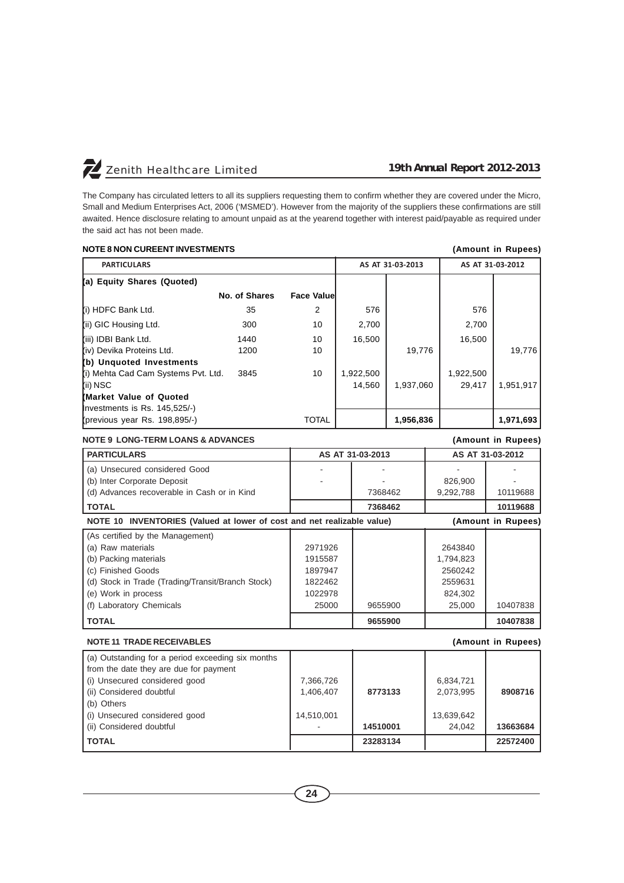The Company has circulated letters to all its suppliers requesting them to confirm whether they are covered under the Micro, Small and Medium Enterprises Act, 2006 ('MSMED'). However from the majority of the suppliers these confirmations are still awaited. Hence disclosure relating to amount unpaid as at the yearend together with interest paid/payable as required under the said act has not been made.

**NOTE 8 NON CUREENT INVESTMENTS** **(Amount in Rupees)**

| PARTICULARS | | | AS AT 31-03-2013 | | AS AT 31-03-2012 | |
|---|---|---|---|---|---|---|
| **(a) Equity Shares (Quoted)** | | | | | | |
| | **No. of Shares** | **Face Value** | | | | |
| (i) HDFC Bank Ltd. | 35 | 2 | 576 | | 576 | |
| (ii) GIC Housing Ltd. | 300 | 10 | 2,700 | | 2,700 | |
| (iii) IDBI Bank Ltd. | 1440 | 10 | 16,500 | | 16,500 | |
| (iv) Devika Proteins Ltd. | 1200 | 10 | | 19,776 | | 19,776 |
| **(b) Unquoted Investments** | | | | | | |
| (i) Mehta Cad Cam Systems Pvt. Ltd. | 3845 | 10 | 1,922,500 | | 1,922,500 | |
| (ii) NSC | | | 14,560 | 1,937,060 | 29,417 | 1,951,917 |
| **(Market Value of Quoted** Investments is Rs. 145,525/-) (previous year Rs. 198,895/-) | | TOTAL | | **1,956,836** | | **1,971,693** |

**NOTE 9 LONG-TERM LOANS & ADVANCES** **(Amount in Rupees)**

| PARTICULARS | AS AT 31-03-2013 | | AS AT 31-03-2012 | |
|---|---|---|---|---|
| (a) Unsecured considered Good | - | - | - | - |
| (b) Inter Corporate Deposit | - | - | 826,900 | - |
| (d) Advances recoverable in Cash or in Kind | | 7368462 | 9,292,788 | 10119688 |
| **TOTAL** | | **7368462** | | **10119688** |

**NOTE 10 INVENTORIES (Valued at lower of cost and net realizable value)** **(Amount in Rupees)**

| | | | | |
|---|---|---|---|---|
| (As certified by the Management) | | | | |
| (a) Raw materials | 2971926 | | 2643840 | |
| (b) Packing materials | 1915587 | | 1,794,823 | |
| (c) Finished Goods | 1897947 | | 2560242 | |
| (d) Stock in Trade (Trading/Transit/Branch Stock) | 1822462 | | 2559631 | |
| (e) Work in process | 1022978 | | 824,302 | |
| (f) Laboratory Chemicals | 25000 | 9655900 | 25,000 | 10407838 |
| **TOTAL** | | **9655900** | | **10407838** |

**NOTE 11 TRADE RECEIVABLES** **(Amount in Rupees)**

| | | | | |
|---|---|---|---|---|
| (a) Outstanding for a period exceeding six months from the date they are due for payment | | | | |
| (i) Unsecured considered good | 7,366,726 | | 6,834,721 | |
| (ii) Considered doubtful | 1,406,407 | **8773133** | 2,073,995 | **8908716** |
| (b) Others | | | | |
| (i) Unsecured considered good | 14,510,001 | | 13,639,642 | |
| (ii) Considered doubtful | - | **14510001** | 24,042 | **13663684** |
| **TOTAL** | | **23283134** | | **22572400** |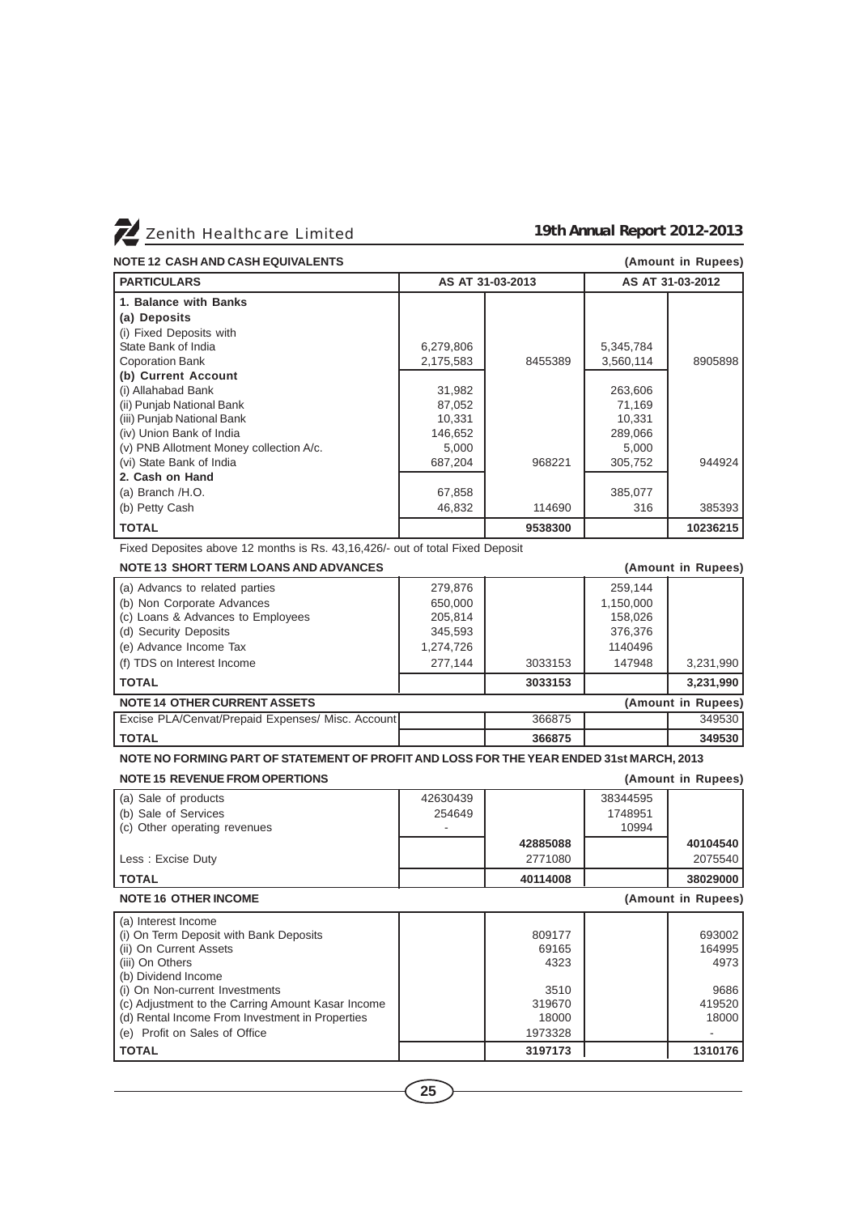### NOTE 12 CASH AND CASH EQUIVALENTS

(Amount in Rupees)

| PARTICULARS | AS AT 31-03-2013 | | AS AT 31-03-2012 | |
|---|---|---|---|---|
| **1. Balance with Banks** | | | | |
| **(a) Deposits** | | | | |
| (i) Fixed Deposits with | | | | |
| State Bank of India | 6,279,806 | | 5,345,784 | |
| Coporation Bank | 2,175,583 | 8455389 | 3,560,114 | 8905898 |
| **(b) Current Account** | | | | |
| (i) Allahabad Bank | 31,982 | | 263,606 | |
| (ii) Punjab National Bank | 87,052 | | 71,169 | |
| (iii) Punjab National Bank | 10,331 | | 10,331 | |
| (iv) Union Bank of India | 146,652 | | 289,066 | |
| (v) PNB Allotment Money collection A/c. | 5,000 | | 5,000 | |
| (vi) State Bank of India | 687,204 | 968221 | 305,752 | 944924 |
| **2. Cash on Hand** | | | | |
| (a) Branch /H.O. | 67,858 | | 385,077 | |
| (b) Petty Cash | 46,832 | 114690 | 316 | 385393 |
| **TOTAL** | | **9538300** | | **10236215** |

Fixed Deposites above 12 months is Rs. 43,16,426/- out of total Fixed Deposit

### NOTE 13 SHORT TERM LOANS AND ADVANCES

(Amount in Rupees)

| | | | | |
|---|---|---|---|---|
| (a) Advancs to related parties | 279,876 | | 259,144 | |
| (b) Non Corporate Advances | 650,000 | | 1,150,000 | |
| (c) Loans & Advances to Employees | 205,814 | | 158,026 | |
| (d) Security Deposits | 345,593 | | 376,376 | |
| (e) Advance Income Tax | 1,274,726 | | 1140496 | |
| (f) TDS on Interest Income | 277,144 | 3033153 | 147948 | 3,231,990 |
| **TOTAL** | | **3033153** | | **3,231,990** |

### NOTE 14 OTHER CURRENT ASSETS

(Amount in Rupees)

| | | | | |
|---|---|---|---|---|
| Excise PLA/Cenvat/Prepaid Expenses/ Misc. Account | | 366875 | | 349530 |
| **TOTAL** | | **366875** | | **349530** |

### NOTE NO FORMING PART OF STATEMENT OF PROFIT AND LOSS FOR THE YEAR ENDED 31st MARCH, 2013

### NOTE 15 REVENUE FROM OPERTIONS

(Amount in Rupees)

| | | | | |
|---|---|---|---|---|
| (a) Sale of products | 42630439 | | 38344595 | |
| (b) Sale of Services | 254649 | | 1748951 | |
| (c) Other operating revenues | - | | 10994 | |
| | | **42885088** | | **40104540** |
| Less : Excise Duty | | 2771080 | | 2075540 |
| **TOTAL** | | **40114008** | | **38029000** |

### NOTE 16 OTHER INCOME

(Amount in Rupees)

| | | | | |
|---|---|---|---|---|
| (a) Interest Income | | | | |
| (i) On Term Deposit with Bank Deposits | | 809177 | | 693002 |
| (ii) On Current Assets | | 69165 | | 164995 |
| (iii) On Others | | 4323 | | 4973 |
| (b) Dividend Income | | | | |
| (i) On Non-current Investments | | 3510 | | 9686 |
| (c) Adjustment to the Carring Amount Kasar Income | | 319670 | | 419520 |
| (d) Rental Income From Investment in Properties | | 18000 | | 18000 |
| (e) Profit on Sales of Office | | 1973328 | | - |
| **TOTAL** | | **3197173** | | **1310176** |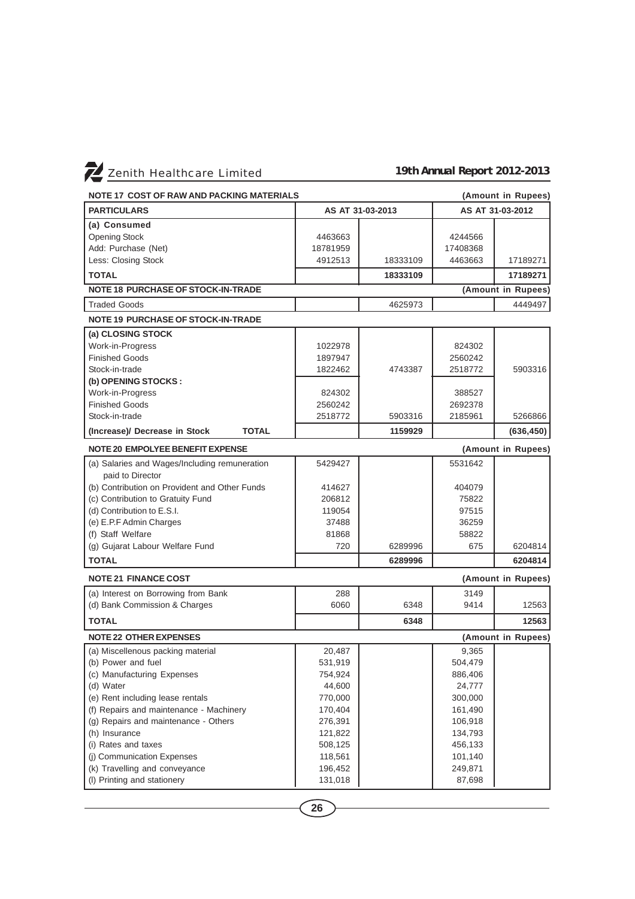## NOTE 17 COST OF RAW AND PACKING MATERIALS

(Amount in Rupees)

| PARTICULARS | AS AT 31-03-2013 | | AS AT 31-03-2012 | |
|---|---|---|---|---|
| **(a) Consumed** | | | | |
| Opening Stock | 4463663 | | 4244566 | |
| Add: Purchase (Net) | 18781959 | | 17408368 | |
| Less: Closing Stock | 4912513 | 18333109 | 4463663 | 17189271 |
| **TOTAL** | | **18333109** | | **17189271** |

## NOTE 18 PURCHASE OF STOCK-IN-TRADE

(Amount in Rupees)

| | | | | |
|---|---|---|---|---|
| Traded Goods | | 4625973 | | 4449497 |

## NOTE 19 PURCHASE OF STOCK-IN-TRADE

| | | | | |
|---|---|---|---|---|
| **(a) CLOSING STOCK** | | | | |
| Work-in-Progress | 1022978 | | 824302 | |
| Finished Goods | 1897947 | | 2560242 | |
| Stock-in-trade | 1822462 | 4743387 | 2518772 | 5903316 |
| **(b) OPENING STOCKS :** | | | | |
| Work-in-Progress | 824302 | | 388527 | |
| Finished Goods | 2560242 | | 2692378 | |
| Stock-in-trade | 2518772 | 5903316 | 2185961 | 5266866 |
| **(Increase)/ Decrease in Stock TOTAL** | | **1159929** | | **(636,450)** |

## NOTE 20 EMPOLYEE BENEFIT EXPENSE

(Amount in Rupees)

| | | | | |
|---|---|---|---|---|
| (a) Salaries and Wages/Including remuneration paid to Director | 5429427 | | 5531642 | |
| (b) Contribution on Provident and Other Funds | 414627 | | 404079 | |
| (c) Contribution to Gratuity Fund | 206812 | | 75822 | |
| (d) Contribution to E.S.I. | 119054 | | 97515 | |
| (e) E.P.F Admin Charges | 37488 | | 36259 | |
| (f) Staff Welfare | 81868 | | 58822 | |
| (g) Gujarat Labour Welfare Fund | 720 | 6289996 | 675 | 6204814 |
| **TOTAL** | | **6289996** | | **6204814** |

## NOTE 21 FINANCE COST

(Amount in Rupees)

| | | | | |
|---|---|---|---|---|
| (a) Interest on Borrowing from Bank | 288 | | 3149 | |
| (d) Bank Commission & Charges | 6060 | 6348 | 9414 | 12563 |
| **TOTAL** | | **6348** | | **12563** |

## NOTE 22 OTHER EXPENSES

(Amount in Rupees)

| | | | | |
|---|---|---|---|---|
| (a) Miscellenous packing material | 20,487 | | 9,365 | |
| (b) Power and fuel | 531,919 | | 504,479 | |
| (c) Manufacturing Expenses | 754,924 | | 886,406 | |
| (d) Water | 44,600 | | 24,777 | |
| (e) Rent including lease rentals | 770,000 | | 300,000 | |
| (f) Repairs and maintenance - Machinery | 170,404 | | 161,490 | |
| (g) Repairs and maintenance - Others | 276,391 | | 106,918 | |
| (h) Insurance | 121,822 | | 134,793 | |
| (i) Rates and taxes | 508,125 | | 456,133 | |
| (j) Communication Expenses | 118,561 | | 101,140 | |
| (k) Travelling and conveyance | 196,452 | | 249,871 | |
| (l) Printing and stationery | 131,018 | | 87,698 | |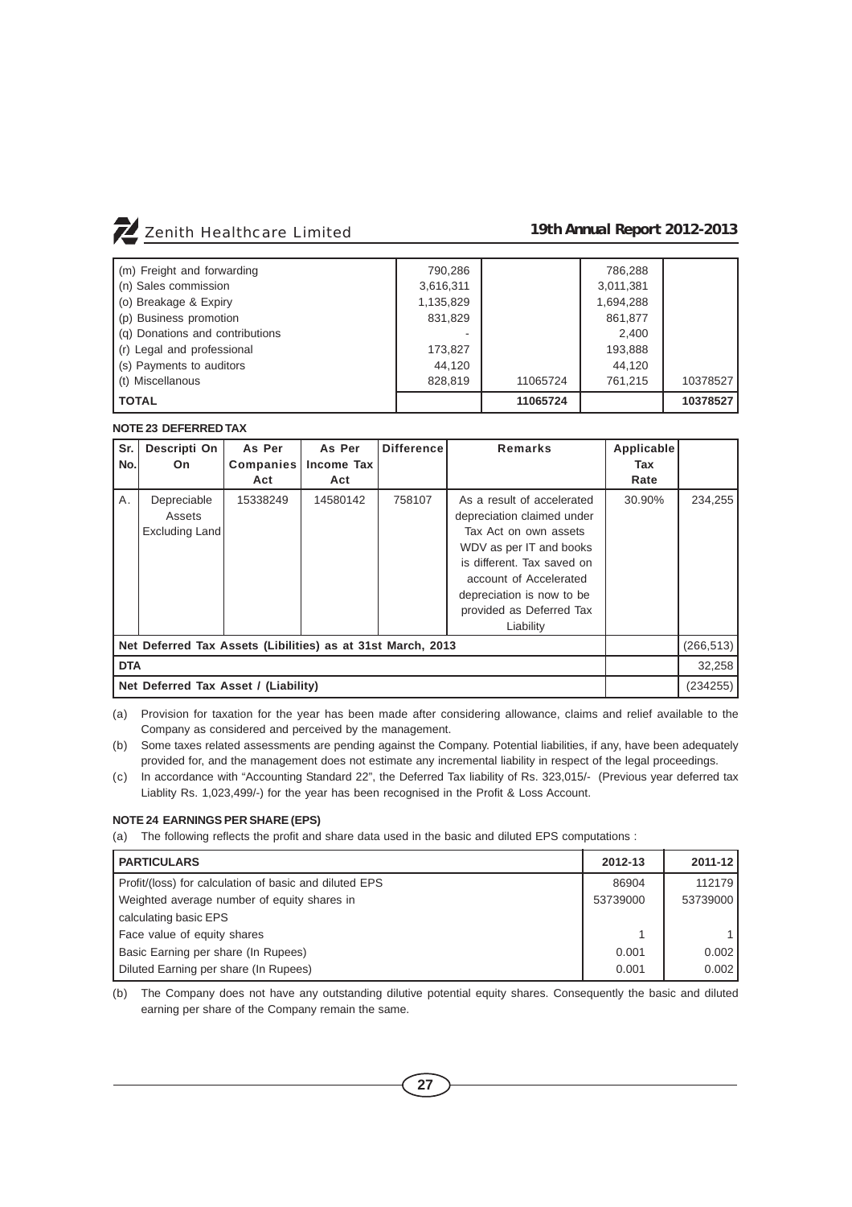| | | | | |
|---|---|---|---|---|
| (m) Freight and forwarding | 790,286 | | 786,288 | |
| (n) Sales commission | 3,616,311 | | 3,011,381 | |
| (o) Breakage & Expiry | 1,135,829 | | 1,694,288 | |
| (p) Business promotion | 831,829 | | 861,877 | |
| (q) Donations and contributions | - | | 2,400 | |
| (r) Legal and professional | 173,827 | | 193,888 | |
| (s) Payments to auditors | 44,120 | | 44,120 | |
| (t) Miscellanous | 828,819 | 11065724 | 761,215 | 10378527 |
| **TOTAL** | | **11065724** | | **10378527** |

**NOTE 23 DEFERRED TAX**

| Sr. No. | Descripti On On | As Per Companies Act | As Per Income Tax Act | Difference | Remarks | Applicable Tax Rate | |
|---|---|---|---|---|---|---|---|
| A. | Depreciable Assets Excluding Land | 15338249 | 14580142 | 758107 | As a result of accelerated depreciation claimed under Tax Act on own assets WDV as per IT and books is different. Tax saved on account of Accelerated depreciation is now to be provided as Deferred Tax Liability | 30.90% | 234,255 |
| **Net Deferred Tax Assets (Libilities) as at 31st March, 2013** | | | | | | | (266,513) |
| **DTA** | | | | | | | 32,258 |
| **Net Deferred Tax Asset / (Liability)** | | | | | | | (234255) |

(a) Provision for taxation for the year has been made after considering allowance, claims and relief available to the Company as considered and perceived by the management.

(b) Some taxes related assessments are pending against the Company. Potential liabilities, if any, have been adequately provided for, and the management does not estimate any incremental liability in respect of the legal proceedings.

(c) In accordance with "Accounting Standard 22", the Deferred Tax liability of Rs. 323,015/- (Previous year deferred tax Liablity Rs. 1,023,499/-) for the year has been recognised in the Profit & Loss Account.

**NOTE 24 EARNINGS PER SHARE (EPS)**

(a) The following reflects the profit and share data used in the basic and diluted EPS computations :

| PARTICULARS | 2012-13 | 2011-12 |
|---|---|---|
| Profit/(loss) for calculation of basic and diluted EPS | 86904 | 112179 |
| Weighted average number of equity shares in calculating basic EPS | 53739000 | 53739000 |
| Face value of equity shares | 1 | 1 |
| Basic Earning per share (In Rupees) | 0.001 | 0.002 |
| Diluted Earning per share (In Rupees) | 0.001 | 0.002 |

(b) The Company does not have any outstanding dilutive potential equity shares. Consequently the basic and diluted earning per share of the Company remain the same.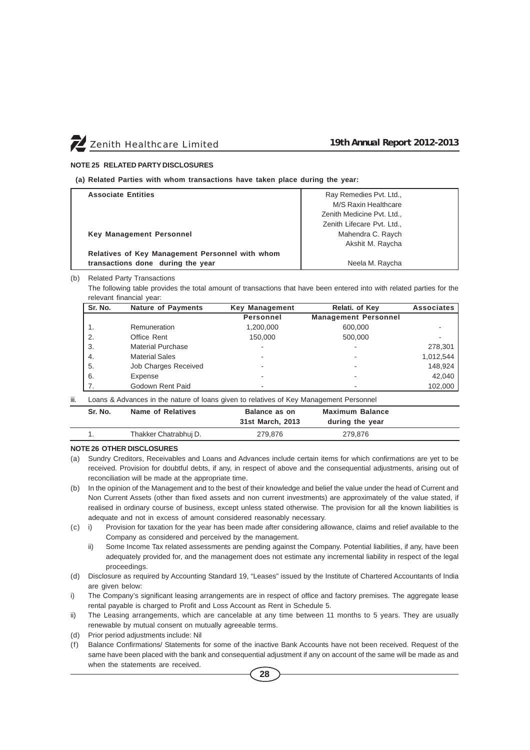## NOTE 25 RELATED PARTY DISCLOSURES

**(a) Related Parties with whom transactions have taken place during the year:**

| | |
|---|---|
| **Associate Entities** | Ray Remedies Pvt. Ltd., |
| | M/S Raxin Healthcare |
| | Zenith Medicine Pvt. Ltd., |
| | Zenith Lifecare Pvt. Ltd., |
| **Key Management Personnel** | Mahendra C. Raych |
| | Akshit M. Raycha |
| **Relatives of Key Management Personnel with whom transactions done during the year** | Neela M. Raycha |

(b) Related Party Transactions

The following table provides the total amount of transactions that have been entered into with related parties for the relevant financial year:

| Sr. No. | Nature of Payments | Key Management Personnel | Relati. of Key Management Personnel | Associates |
|---|---|---|---|---|
| 1. | Remuneration | 1,200,000 | 600,000 | - |
| 2. | Office Rent | 150,000 | 500,000 | - |
| 3. | Material Purchase | - | - | 278,301 |
| 4. | Material Sales | - | - | 1,012,544 |
| 5. | Job Charges Received | - | - | 148,924 |
| 6. | Expense | - | - | 42,040 |
| 7. | Godown Rent Paid | - | - | 102,000 |

iii. Loans & Advances in the nature of loans given to relatives of Key Management Personnel

| Sr. No. | Name of Relatives | Balance as on 31st March, 2013 | Maximum Balance during the year |
|---|---|---|---|
| 1. | Thakker Chatrabhuj D. | 279,876 | 279,876 |

## NOTE 26 OTHER DISCLOSURES

(a) Sundry Creditors, Receivables and Loans and Advances include certain items for which confirmations are yet to be received. Provision for doubtful debts, if any, in respect of above and the consequential adjustments, arising out of reconciliation will be made at the appropriate time.

(b) In the opinion of the Management and to the best of their knowledge and belief the value under the head of Current and Non Current Assets (other than fixed assets and non current investments) are approximately of the value stated, if realised in ordinary course of business, except unless stated otherwise. The provision for all the known liabilities is adequate and not in excess of amount considered reasonably necessary.

(c) i) Provision for taxation for the year has been made after considering allowance, claims and relief available to the Company as considered and perceived by the management.

ii) Some Income Tax related assessments are pending against the Company. Potential liabilities, if any, have been adequately provided for, and the management does not estimate any incremental liability in respect of the legal proceedings.

(d) Disclosure as required by Accounting Standard 19, "Leases" issued by the Institute of Chartered Accountants of India are given below:

i) The Company's significant leasing arrangements are in respect of office and factory premises. The aggregate lease rental payable is charged to Profit and Loss Account as Rent in Schedule 5.

ii) The Leasing arrangements, which are cancelable at any time between 11 months to 5 years. They are usually renewable by mutual consent on mutually agreeable terms.

(d) Prior period adjustments include: Nil

(f) Balance Confirmations/ Statements for some of the inactive Bank Accounts have not been received. Request of the same have been placed with the bank and consequential adjustment if any on account of the same will be made as and when the statements are received.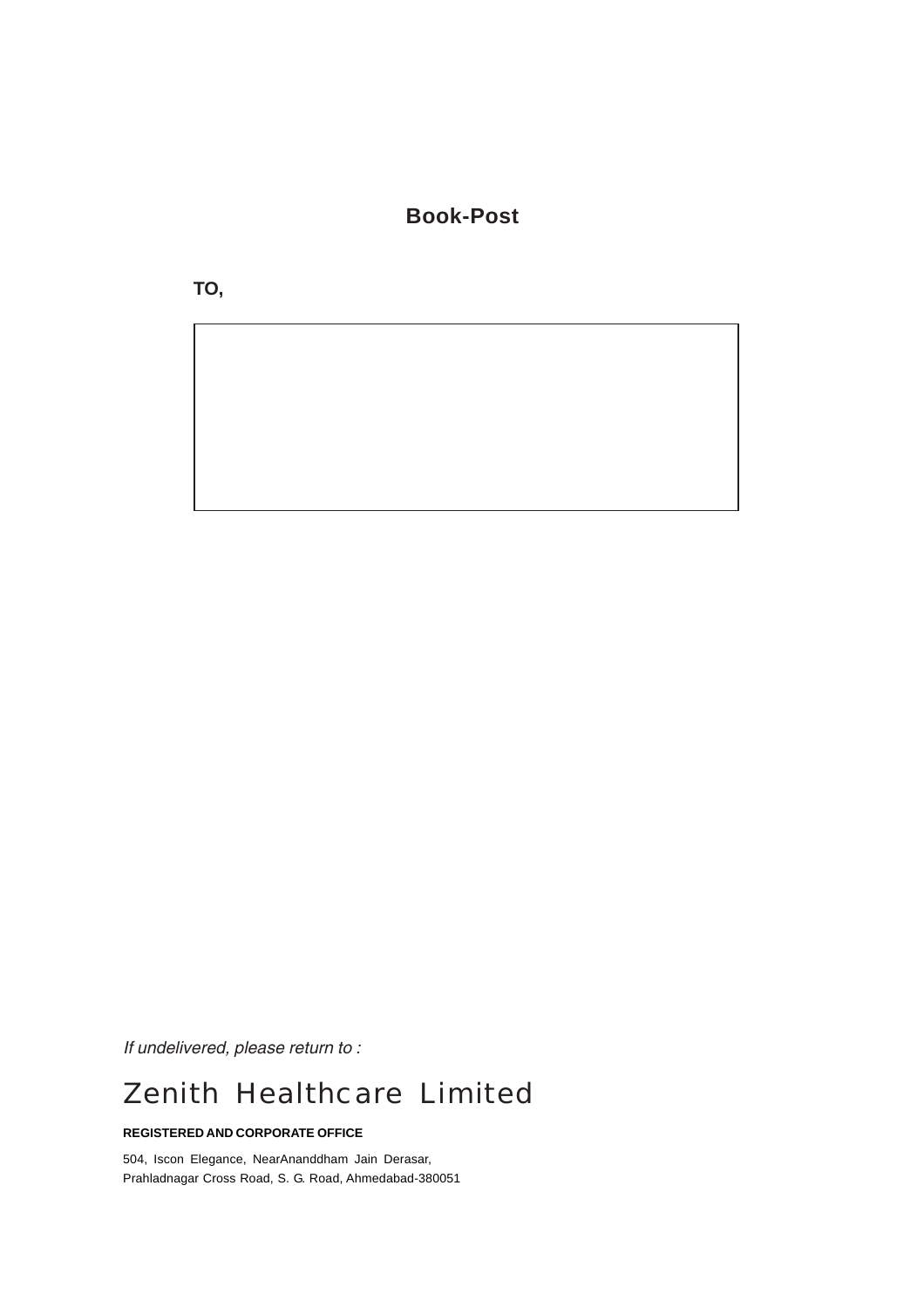**Book-Post**

**TO,**

*If undelivered, please return to :*

# Zenith Healthcare Limited

**REGISTERED AND CORPORATE OFFICE**

504, Iscon Elegance, NearAnanddham Jain Derasar,
Prahladnagar Cross Road, S. G. Road, Ahmedabad-380051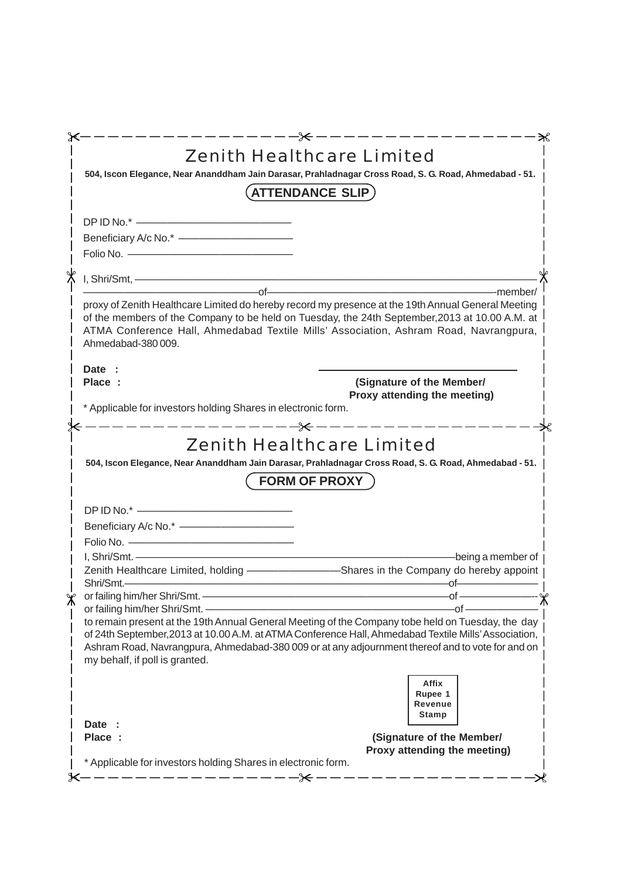# Zenith Healthcare Limited

**504, Iscon Elegance, Near Ananddham Jain Darasar, Prahladnagar Cross Road, S. G. Road, Ahmedabad - 51.**

## ATTENDANCE SLIP

DP ID No.* ——————————————

Beneficiary A/c No.* ——————————

Folio No. ———————————————

I, Shri/Smt, ——————————————————————————————————————

————————————————of—————————————————————member/ proxy of Zenith Healthcare Limited do hereby record my presence at the 19th Annual General Meeting of the members of the Company to be held on Tuesday, the 24th September,2013 at 10.00 A.M. at ATMA Conference Hall, Ahmedabad Textile Mills' Association, Ashram Road, Navrangpura, Ahmedabad-380 009.

**Date :**

**Place :**

**(Signature of the Member/ Proxy attending the meeting)**

* Applicable for investors holding Shares in electronic form.

# Zenith Healthcare Limited

**504, Iscon Elegance, Near Ananddham Jain Darasar, Prahladnagar Cross Road, S. G. Road, Ahmedabad - 51.**

## FORM OF PROXY

DP ID No.* ——————————————

Beneficiary A/c No.* ——————————

Folio No. ———————————————

I, Shri/Smt. ————————————————————————————being a member of Zenith Healthcare Limited, holding ————————Shares in the Company do hereby appoint Shri/Smt.——————————————————————————of———————— or failing him/her Shri/Smt. ——————————————————————of ——————— or failing him/her Shri/Smt. ——————————————————————of ——————— to remain present at the 19th Annual General Meeting of the Company tobe held on Tuesday, the day of 24th September,2013 at 10.00 A.M. at ATMA Conference Hall, Ahmedabad Textile Mills' Association, Ashram Road, Navrangpura, Ahmedabad-380 009 or at any adjournment thereof and to vote for and on my behalf, if poll is granted.

Affix Rupee 1 Revenue Stamp

**Date :**

**Place :**

**(Signature of the Member/ Proxy attending the meeting)**

* Applicable for investors holding Shares in electronic form.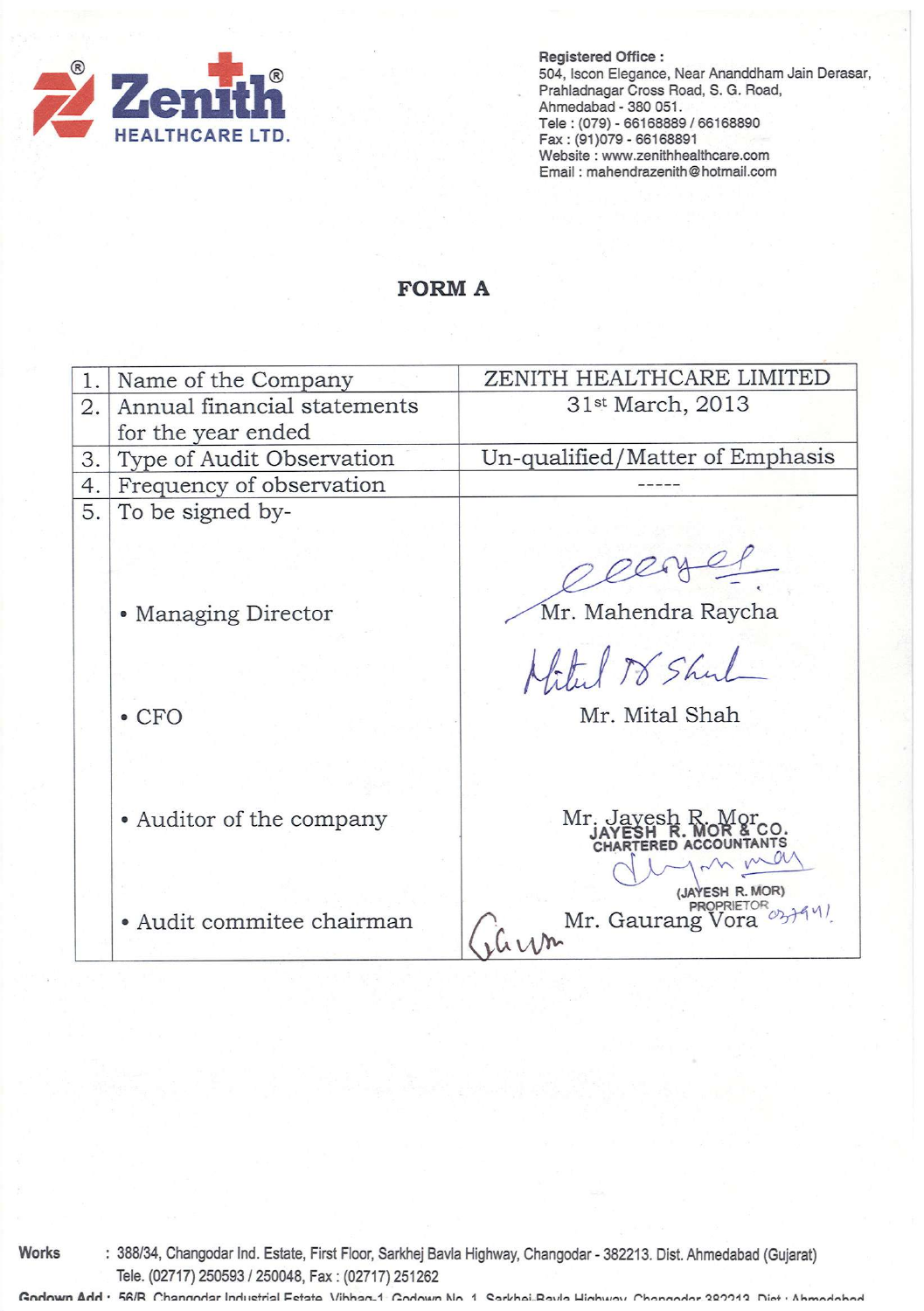**Zenith HEALTHCARE LTD.**

**Registered Office :**
504, Iscon Elegance, Near Ananddham Jain Derasar,
Prahladnagar Cross Road, S. G. Road,
Ahmedabad - 380 051.
Tele : (079) - 66168889 / 66168890
Fax : (91)079 - 66168891
Website : www.zenithhealthcare.com
Email : mahendrazenith@hotmail.com

# FORM A

| | | |
|---|---|---|
| 1. | Name of the Company | ZENITH HEALTHCARE LIMITED |
| 2. | Annual financial statements for the year ended | 31st March, 2013 |
| 3. | Type of Audit Observation | Un-qualified/Matter of Emphasis |
| 4. | Frequency of observation | ----- |
| 5. | To be signed by- | |
| | • Managing Director | Mr. Mahendra Raycha |
| | • CFO | Mr. Mital Shah |
| | • Auditor of the company | Mr. Jayesh R. Mor<br>JAYESH R. MOR & CO.<br>CHARTERED ACCOUNTANTS<br>(JAYESH R. MOR)<br>PROPRIETOR<br>037441 |
| | • Audit commitee chairman | Mr. Gaurang Vora |

Works : 388/34, Changodar Ind. Estate, First Floor, Sarkhej Bavla Highway, Changodar - 382213. Dist. Ahmedabad (Gujarat)
Tele. (02717) 250593 / 250048, Fax : (02717) 251262

Godown Add : 56/B, Changodar Industrial Estate, Vibhag-1, Godown No. 1, Sarkhej-Bavla Highway, Changodar 382213, Dist : Ahmedabad